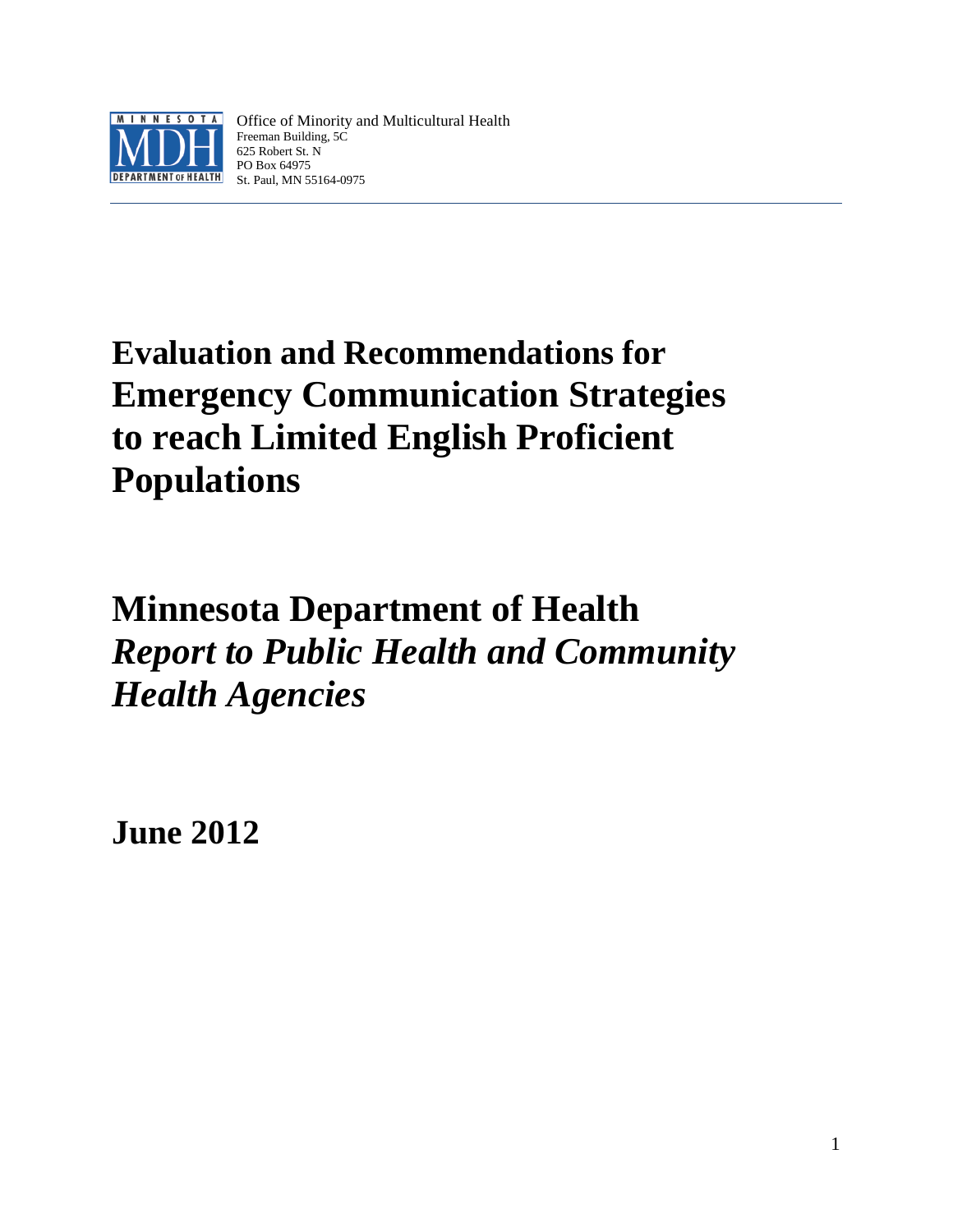Office of Minority and Multicultural Health
Freeman Building, 5C
625 Robert St. N
PO Box 64975
St. Paul, MN 55164-0975

# Evaluation and Recommendations for Emergency Communication Strategies to reach Limited English Proficient Populations

# Minnesota Department of Health
## *Report to Public Health and Community Health Agencies*

**June 2012**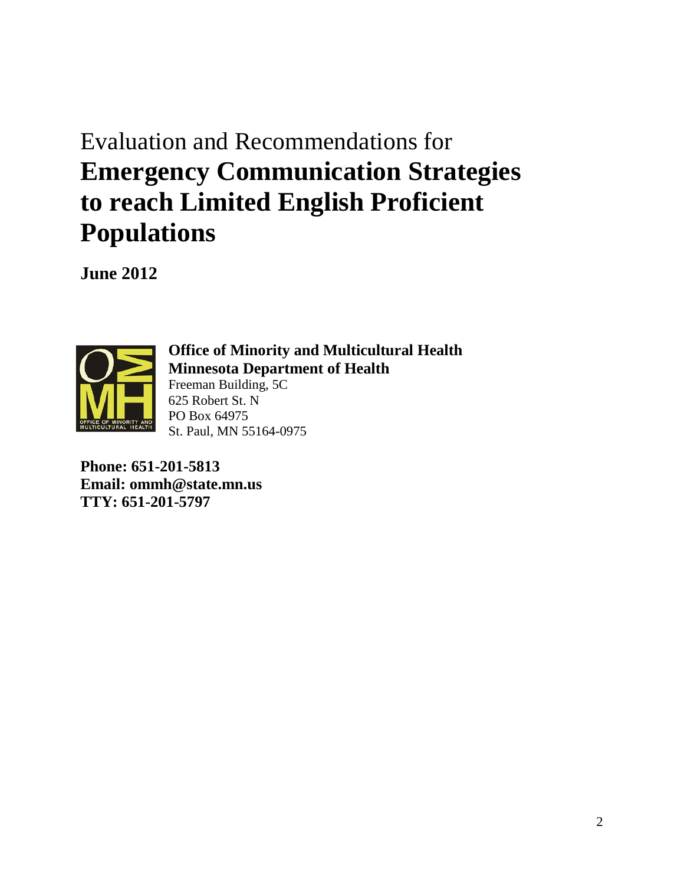# Evaluation and Recommendations for **Emergency Communication Strategies to reach Limited English Proficient Populations**

**June 2012**

**Office of Minority and Multicultural Health**
**Minnesota Department of Health**
Freeman Building, 5C
625 Robert St. N
PO Box 64975
St. Paul, MN 55164-0975

**Phone: 651-201-5813**
**Email: ommh@state.mn.us**
**TTY: 651-201-5797**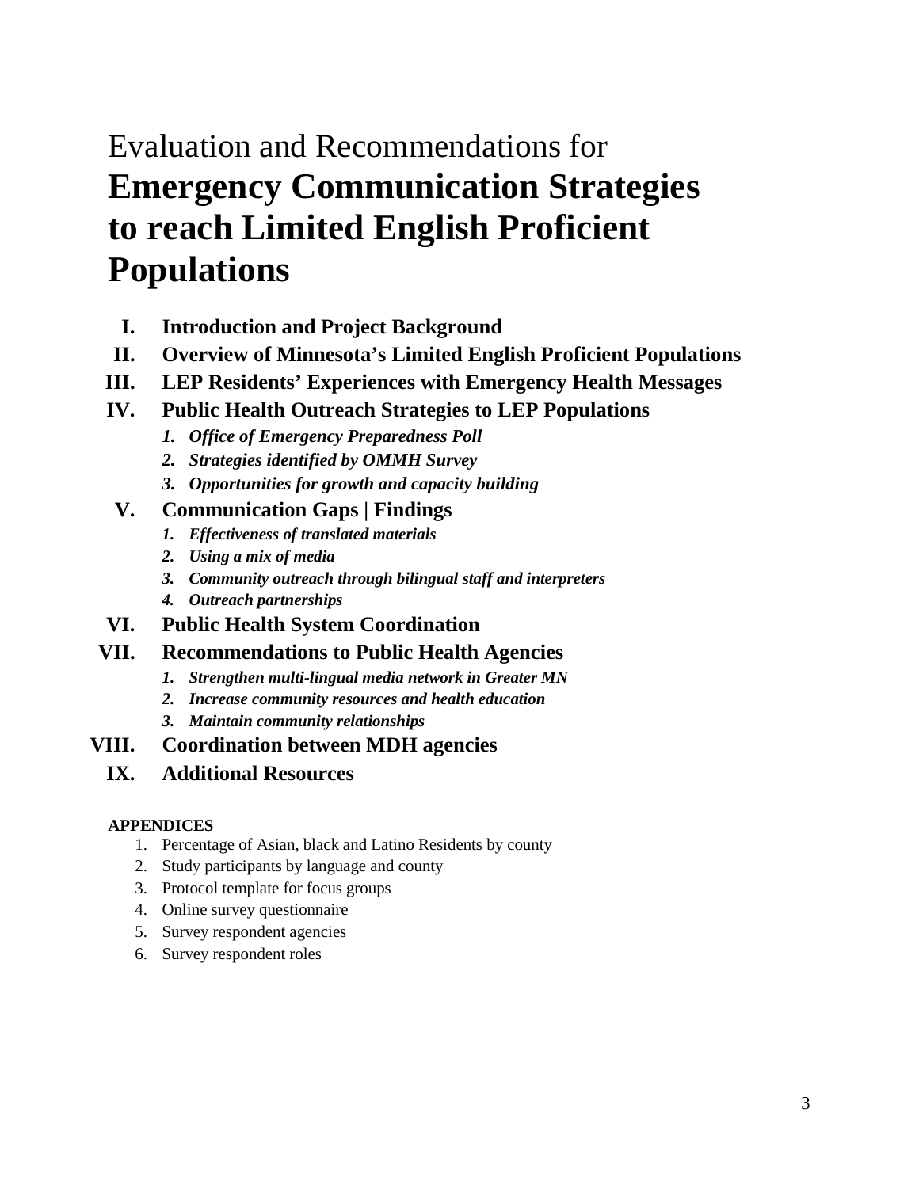# Evaluation and Recommendations for **Emergency Communication Strategies to reach Limited English Proficient Populations**

- **I. Introduction and Project Background**
- **II. Overview of Minnesota's Limited English Proficient Populations**
- **III. LEP Residents' Experiences with Emergency Health Messages**
- **IV. Public Health Outreach Strategies to LEP Populations**
  1. ***Office of Emergency Preparedness Poll***
  2. ***Strategies identified by OMMH Survey***
  3. ***Opportunities for growth and capacity building***
- **V. Communication Gaps | Findings**
  1. ***Effectiveness of translated materials***
  2. ***Using a mix of media***
  3. ***Community outreach through bilingual staff and interpreters***
  4. ***Outreach partnerships***
- **VI. Public Health System Coordination**
- **VII. Recommendations to Public Health Agencies**
  1. ***Strengthen multi-lingual media network in Greater MN***
  2. ***Increase community resources and health education***
  3. ***Maintain community relationships***
- **VIII. Coordination between MDH agencies**
- **IX. Additional Resources**

**APPENDICES**

1. Percentage of Asian, black and Latino Residents by county
2. Study participants by language and county
3. Protocol template for focus groups
4. Online survey questionnaire
5. Survey respondent agencies
6. Survey respondent roles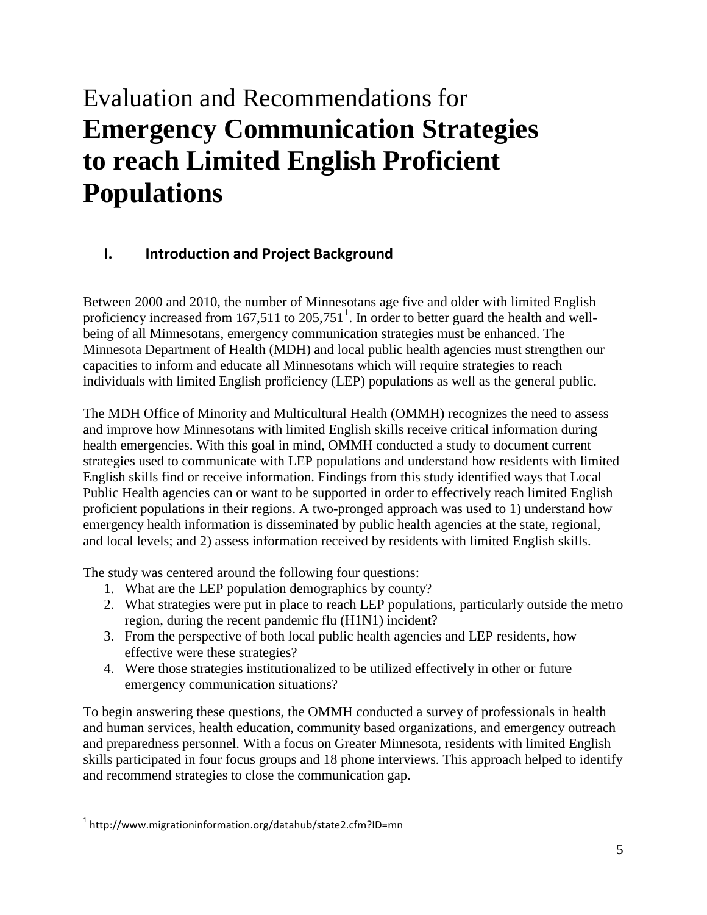# Evaluation and Recommendations for **Emergency Communication Strategies to reach Limited English Proficient Populations**

## I. Introduction and Project Background

Between 2000 and 2010, the number of Minnesotans age five and older with limited English proficiency increased from 167,511 to 205,751[1]. In order to better guard the health and well-being of all Minnesotans, emergency communication strategies must be enhanced. The Minnesota Department of Health (MDH) and local public health agencies must strengthen our capacities to inform and educate all Minnesotans which will require strategies to reach individuals with limited English proficiency (LEP) populations as well as the general public.

The MDH Office of Minority and Multicultural Health (OMMH) recognizes the need to assess and improve how Minnesotans with limited English skills receive critical information during health emergencies. With this goal in mind, OMMH conducted a study to document current strategies used to communicate with LEP populations and understand how residents with limited English skills find or receive information. Findings from this study identified ways that Local Public Health agencies can or want to be supported in order to effectively reach limited English proficient populations in their regions. A two-pronged approach was used to 1) understand how emergency health information is disseminated by public health agencies at the state, regional, and local levels; and 2) assess information received by residents with limited English skills.

The study was centered around the following four questions:

1. What are the LEP population demographics by county?
2. What strategies were put in place to reach LEP populations, particularly outside the metro region, during the recent pandemic flu (H1N1) incident?
3. From the perspective of both local public health agencies and LEP residents, how effective were these strategies?
4. Were those strategies institutionalized to be utilized effectively in other or future emergency communication situations?

To begin answering these questions, the OMMH conducted a survey of professionals in health and human services, health education, community based organizations, and emergency outreach and preparedness personnel. With a focus on Greater Minnesota, residents with limited English skills participated in four focus groups and 18 phone interviews. This approach helped to identify and recommend strategies to close the communication gap.

---

[1] http://www.migrationinformation.org/datahub/state2.cfm?ID=mn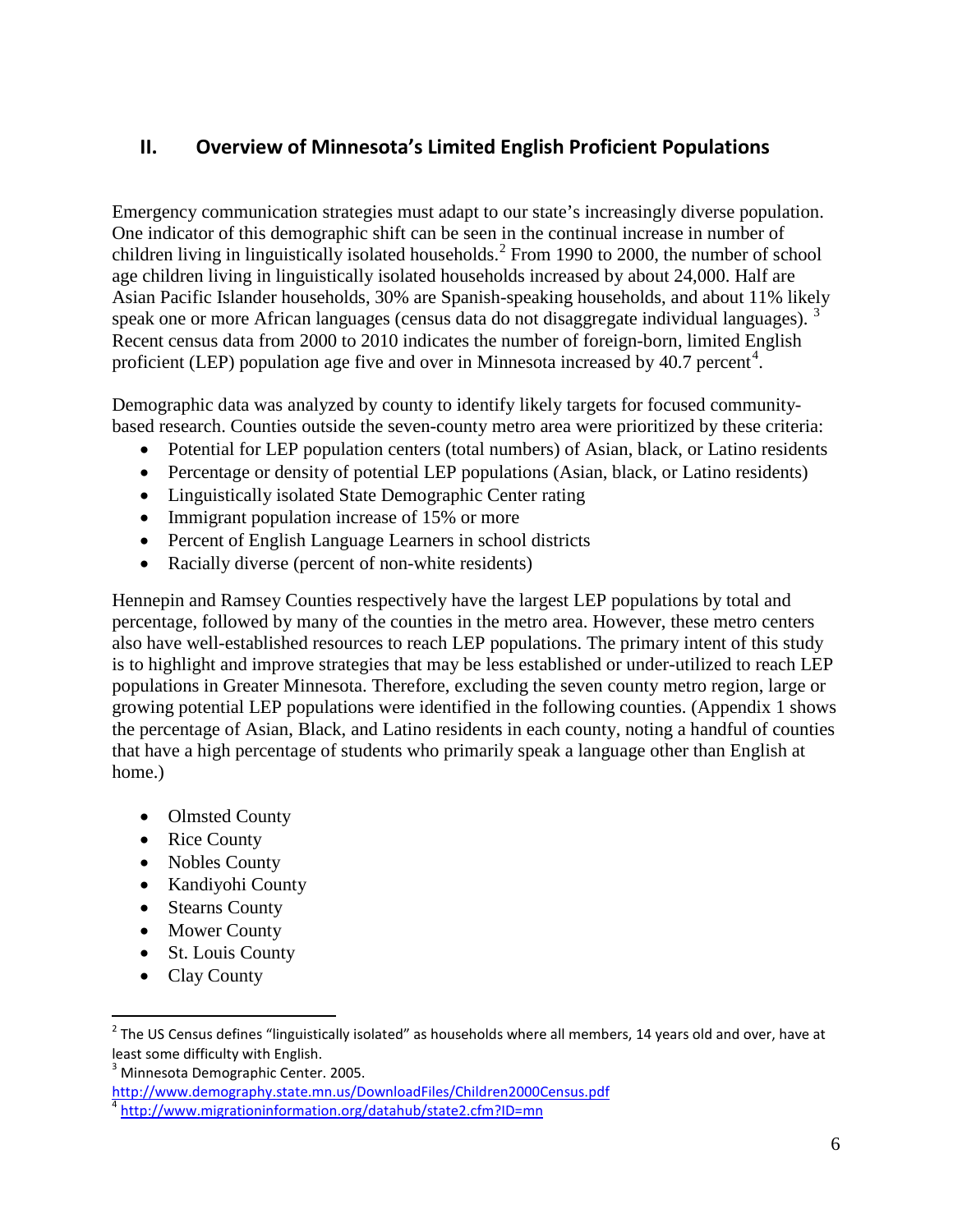## II. Overview of Minnesota's Limited English Proficient Populations

Emergency communication strategies must adapt to our state's increasingly diverse population. One indicator of this demographic shift can be seen in the continual increase in number of children living in linguistically isolated households.[2] From 1990 to 2000, the number of school age children living in linguistically isolated households increased by about 24,000. Half are Asian Pacific Islander households, 30% are Spanish-speaking households, and about 11% likely speak one or more African languages (census data do not disaggregate individual languages).[3] Recent census data from 2000 to 2010 indicates the number of foreign-born, limited English proficient (LEP) population age five and over in Minnesota increased by 40.7 percent[4].

Demographic data was analyzed by county to identify likely targets for focused community-based research. Counties outside the seven-county metro area were prioritized by these criteria:

- Potential for LEP population centers (total numbers) of Asian, black, or Latino residents
- Percentage or density of potential LEP populations (Asian, black, or Latino residents)
- Linguistically isolated State Demographic Center rating
- Immigrant population increase of 15% or more
- Percent of English Language Learners in school districts
- Racially diverse (percent of non-white residents)

Hennepin and Ramsey Counties respectively have the largest LEP populations by total and percentage, followed by many of the counties in the metro area. However, these metro centers also have well-established resources to reach LEP populations. The primary intent of this study is to highlight and improve strategies that may be less established or under-utilized to reach LEP populations in Greater Minnesota. Therefore, excluding the seven county metro region, large or growing potential LEP populations were identified in the following counties. (Appendix 1 shows the percentage of Asian, Black, and Latino residents in each county, noting a handful of counties that have a high percentage of students who primarily speak a language other than English at home.)

- Olmsted County
- Rice County
- Nobles County
- Kandiyohi County
- Stearns County
- Mower County
- St. Louis County
- Clay County

---

[2] The US Census defines "linguistically isolated" as households where all members, 14 years old and over, have at least some difficulty with English.

[3] Minnesota Demographic Center. 2005. http://www.demography.state.mn.us/DownloadFiles/Children2000Census.pdf

[4] http://www.migrationinformation.org/datahub/state2.cfm?ID=mn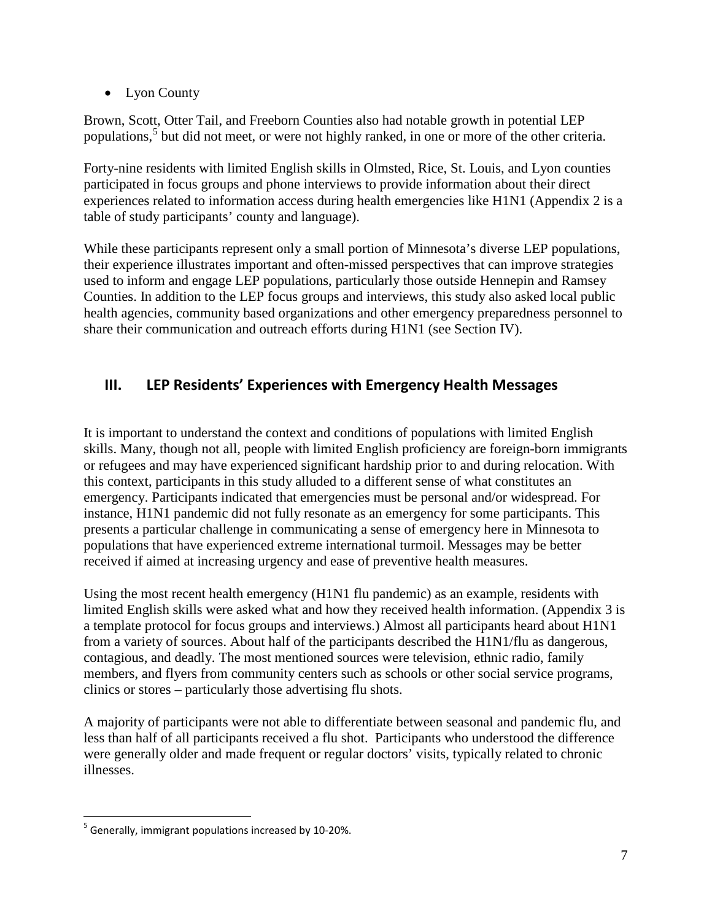- Lyon County

Brown, Scott, Otter Tail, and Freeborn Counties also had notable growth in potential LEP populations,[5] but did not meet, or were not highly ranked, in one or more of the other criteria.

Forty-nine residents with limited English skills in Olmsted, Rice, St. Louis, and Lyon counties participated in focus groups and phone interviews to provide information about their direct experiences related to information access during health emergencies like H1N1 (Appendix 2 is a table of study participants' county and language).

While these participants represent only a small portion of Minnesota's diverse LEP populations, their experience illustrates important and often-missed perspectives that can improve strategies used to inform and engage LEP populations, particularly those outside Hennepin and Ramsey Counties. In addition to the LEP focus groups and interviews, this study also asked local public health agencies, community based organizations and other emergency preparedness personnel to share their communication and outreach efforts during H1N1 (see Section IV).

## III. LEP Residents' Experiences with Emergency Health Messages

It is important to understand the context and conditions of populations with limited English skills. Many, though not all, people with limited English proficiency are foreign-born immigrants or refugees and may have experienced significant hardship prior to and during relocation. With this context, participants in this study alluded to a different sense of what constitutes an emergency. Participants indicated that emergencies must be personal and/or widespread. For instance, H1N1 pandemic did not fully resonate as an emergency for some participants. This presents a particular challenge in communicating a sense of emergency here in Minnesota to populations that have experienced extreme international turmoil. Messages may be better received if aimed at increasing urgency and ease of preventive health measures.

Using the most recent health emergency (H1N1 flu pandemic) as an example, residents with limited English skills were asked what and how they received health information. (Appendix 3 is a template protocol for focus groups and interviews.) Almost all participants heard about H1N1 from a variety of sources. About half of the participants described the H1N1/flu as dangerous, contagious, and deadly. The most mentioned sources were television, ethnic radio, family members, and flyers from community centers such as schools or other social service programs, clinics or stores – particularly those advertising flu shots.

A majority of participants were not able to differentiate between seasonal and pandemic flu, and less than half of all participants received a flu shot. Participants who understood the difference were generally older and made frequent or regular doctors' visits, typically related to chronic illnesses.

[5] Generally, immigrant populations increased by 10-20%.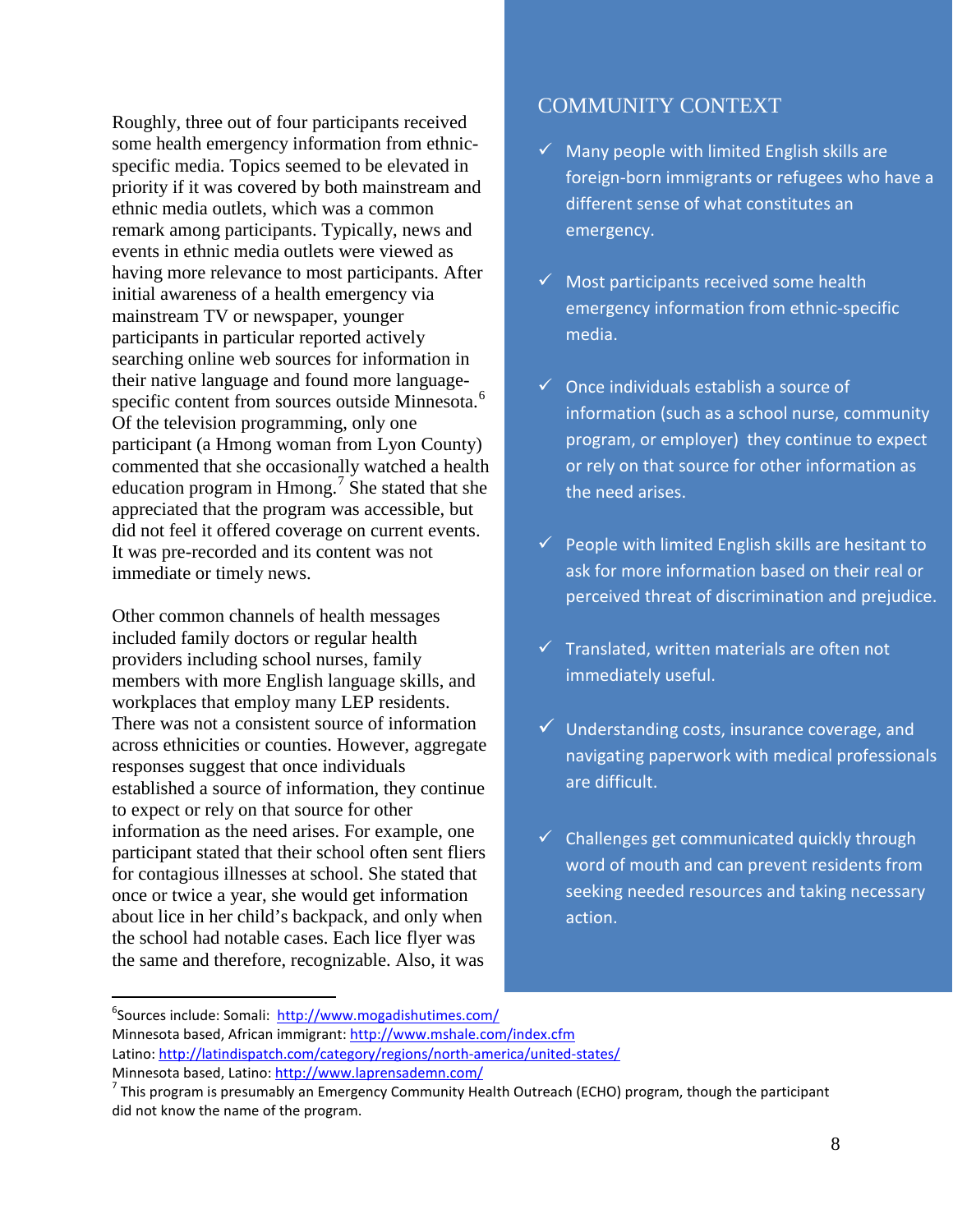Roughly, three out of four participants received some health emergency information from ethnic-specific media. Topics seemed to be elevated in priority if it was covered by both mainstream and ethnic media outlets, which was a common remark among participants. Typically, news and events in ethnic media outlets were viewed as having more relevance to most participants. After initial awareness of a health emergency via mainstream TV or newspaper, younger participants in particular reported actively searching online web sources for information in their native language and found more language-specific content from sources outside Minnesota.[6] Of the television programming, only one participant (a Hmong woman from Lyon County) commented that she occasionally watched a health education program in Hmong.[7] She stated that she appreciated that the program was accessible, but did not feel it offered coverage on current events. It was pre-recorded and its content was not immediate or timely news.

Other common channels of health messages included family doctors or regular health providers including school nurses, family members with more English language skills, and workplaces that employ many LEP residents. There was not a consistent source of information across ethnicities or counties. However, aggregate responses suggest that once individuals established a source of information, they continue to expect or rely on that source for other information as the need arises. For example, one participant stated that their school often sent fliers for contagious illnesses at school. She stated that once or twice a year, she would get information about lice in her child's backpack, and only when the school had notable cases. Each lice flyer was the same and therefore, recognizable. Also, it was

## COMMUNITY CONTEXT

- ✓ Many people with limited English skills are foreign-born immigrants or refugees who have a different sense of what constitutes an emergency.
- ✓ Most participants received some health emergency information from ethnic-specific media.
- ✓ Once individuals establish a source of information (such as a school nurse, community program, or employer) they continue to expect or rely on that source for other information as the need arises.
- ✓ People with limited English skills are hesitant to ask for more information based on their real or perceived threat of discrimination and prejudice.
- ✓ Translated, written materials are often not immediately useful.
- ✓ Understanding costs, insurance coverage, and navigating paperwork with medical professionals are difficult.
- ✓ Challenges get communicated quickly through word of mouth and can prevent residents from seeking needed resources and taking necessary action.

---

[6] Sources include: Somali: http://www.mogadishutimes.com/
Minnesota based, African immigrant: http://www.mshale.com/index.cfm
Latino: http://latindispatch.com/category/regions/north-america/united-states/
Minnesota based, Latino: http://www.laprensademn.com/

[7] This program is presumably an Emergency Community Health Outreach (ECHO) program, though the participant did not know the name of the program.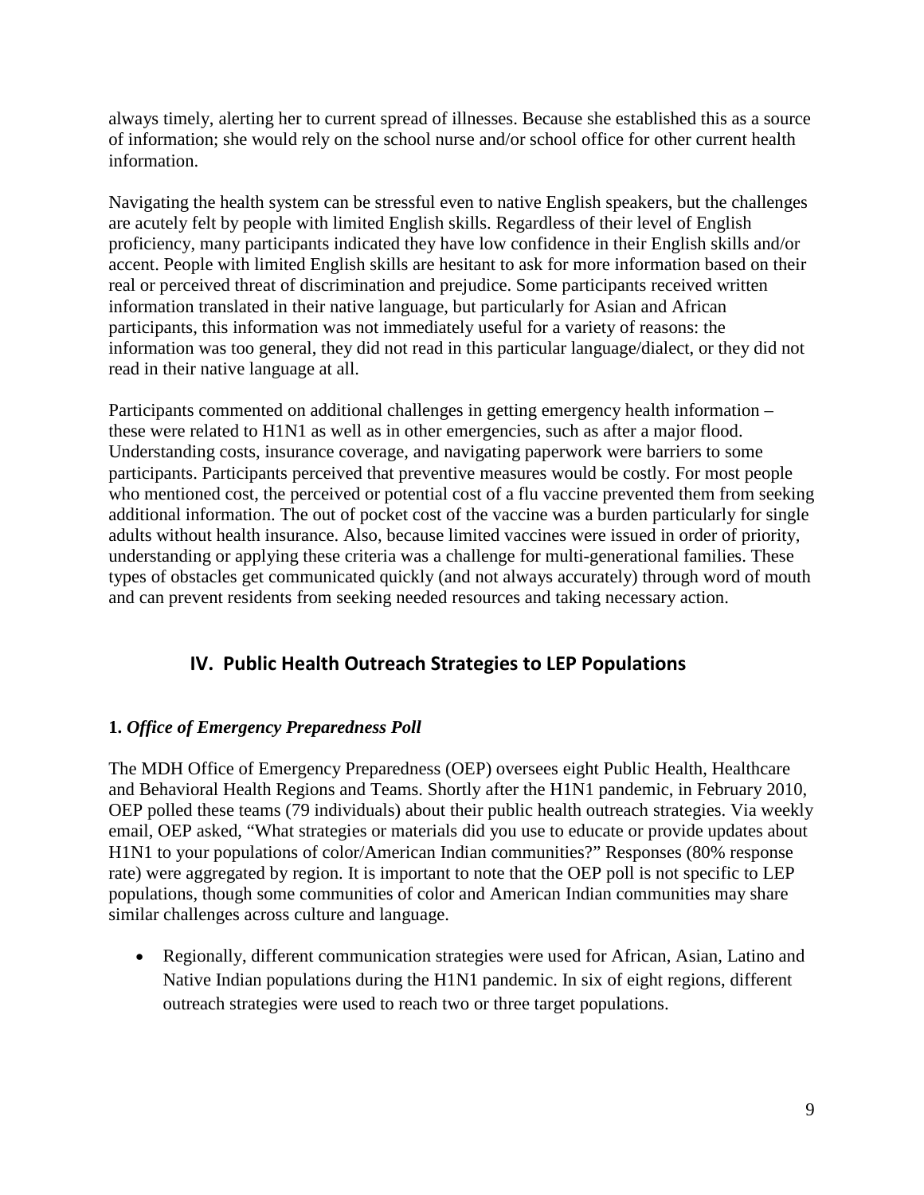always timely, alerting her to current spread of illnesses. Because she established this as a source of information; she would rely on the school nurse and/or school office for other current health information.

Navigating the health system can be stressful even to native English speakers, but the challenges are acutely felt by people with limited English skills. Regardless of their level of English proficiency, many participants indicated they have low confidence in their English skills and/or accent. People with limited English skills are hesitant to ask for more information based on their real or perceived threat of discrimination and prejudice. Some participants received written information translated in their native language, but particularly for Asian and African participants, this information was not immediately useful for a variety of reasons: the information was too general, they did not read in this particular language/dialect, or they did not read in their native language at all.

Participants commented on additional challenges in getting emergency health information – these were related to H1N1 as well as in other emergencies, such as after a major flood. Understanding costs, insurance coverage, and navigating paperwork were barriers to some participants. Participants perceived that preventive measures would be costly. For most people who mentioned cost, the perceived or potential cost of a flu vaccine prevented them from seeking additional information. The out of pocket cost of the vaccine was a burden particularly for single adults without health insurance. Also, because limited vaccines were issued in order of priority, understanding or applying these criteria was a challenge for multi-generational families. These types of obstacles get communicated quickly (and not always accurately) through word of mouth and can prevent residents from seeking needed resources and taking necessary action.

## IV. Public Health Outreach Strategies to LEP Populations

### 1. *Office of Emergency Preparedness Poll*

The MDH Office of Emergency Preparedness (OEP) oversees eight Public Health, Healthcare and Behavioral Health Regions and Teams. Shortly after the H1N1 pandemic, in February 2010, OEP polled these teams (79 individuals) about their public health outreach strategies. Via weekly email, OEP asked, "What strategies or materials did you use to educate or provide updates about H1N1 to your populations of color/American Indian communities?" Responses (80% response rate) were aggregated by region. It is important to note that the OEP poll is not specific to LEP populations, though some communities of color and American Indian communities may share similar challenges across culture and language.

- Regionally, different communication strategies were used for African, Asian, Latino and Native Indian populations during the H1N1 pandemic. In six of eight regions, different outreach strategies were used to reach two or three target populations.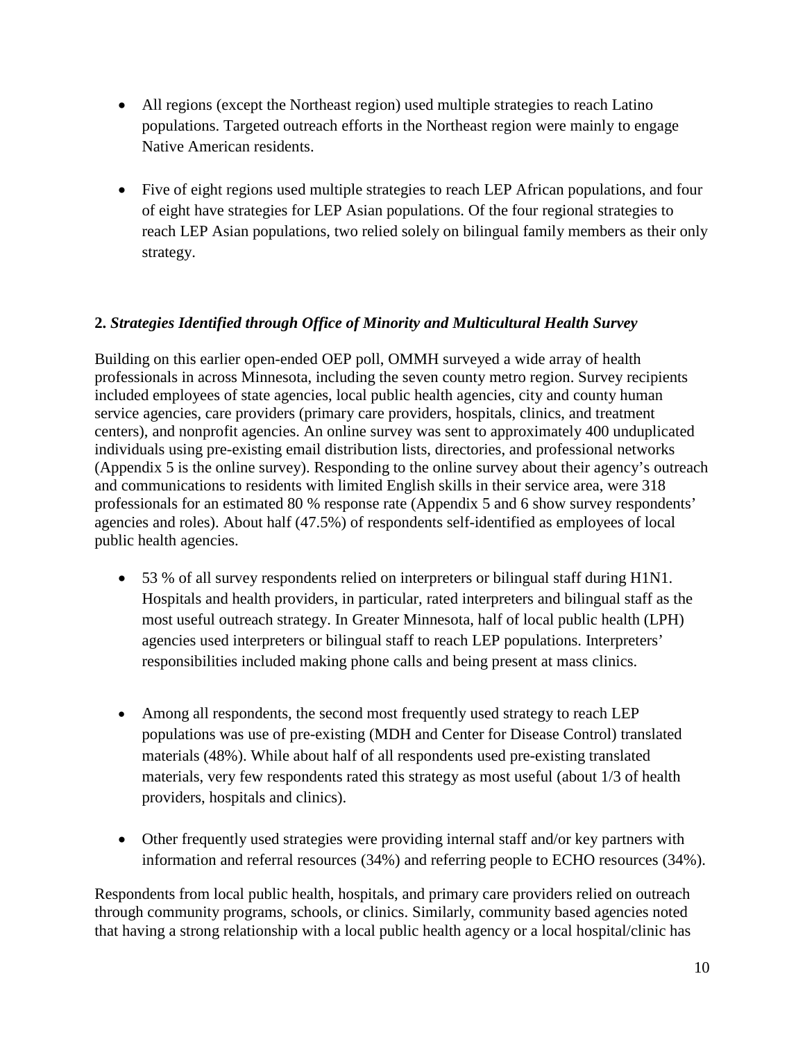- All regions (except the Northeast region) used multiple strategies to reach Latino populations. Targeted outreach efforts in the Northeast region were mainly to engage Native American residents.

- Five of eight regions used multiple strategies to reach LEP African populations, and four of eight have strategies for LEP Asian populations. Of the four regional strategies to reach LEP Asian populations, two relied solely on bilingual family members as their only strategy.

### 2. *Strategies Identified through Office of Minority and Multicultural Health Survey*

Building on this earlier open-ended OEP poll, OMMH surveyed a wide array of health professionals in across Minnesota, including the seven county metro region. Survey recipients included employees of state agencies, local public health agencies, city and county human service agencies, care providers (primary care providers, hospitals, clinics, and treatment centers), and nonprofit agencies. An online survey was sent to approximately 400 unduplicated individuals using pre-existing email distribution lists, directories, and professional networks (Appendix 5 is the online survey). Responding to the online survey about their agency's outreach and communications to residents with limited English skills in their service area, were 318 professionals for an estimated 80 % response rate (Appendix 5 and 6 show survey respondents' agencies and roles). About half (47.5%) of respondents self-identified as employees of local public health agencies.

- 53 % of all survey respondents relied on interpreters or bilingual staff during H1N1. Hospitals and health providers, in particular, rated interpreters and bilingual staff as the most useful outreach strategy. In Greater Minnesota, half of local public health (LPH) agencies used interpreters or bilingual staff to reach LEP populations. Interpreters' responsibilities included making phone calls and being present at mass clinics.

- Among all respondents, the second most frequently used strategy to reach LEP populations was use of pre-existing (MDH and Center for Disease Control) translated materials (48%). While about half of all respondents used pre-existing translated materials, very few respondents rated this strategy as most useful (about 1/3 of health providers, hospitals and clinics).

- Other frequently used strategies were providing internal staff and/or key partners with information and referral resources (34%) and referring people to ECHO resources (34%).

Respondents from local public health, hospitals, and primary care providers relied on outreach through community programs, schools, or clinics. Similarly, community based agencies noted that having a strong relationship with a local public health agency or a local hospital/clinic has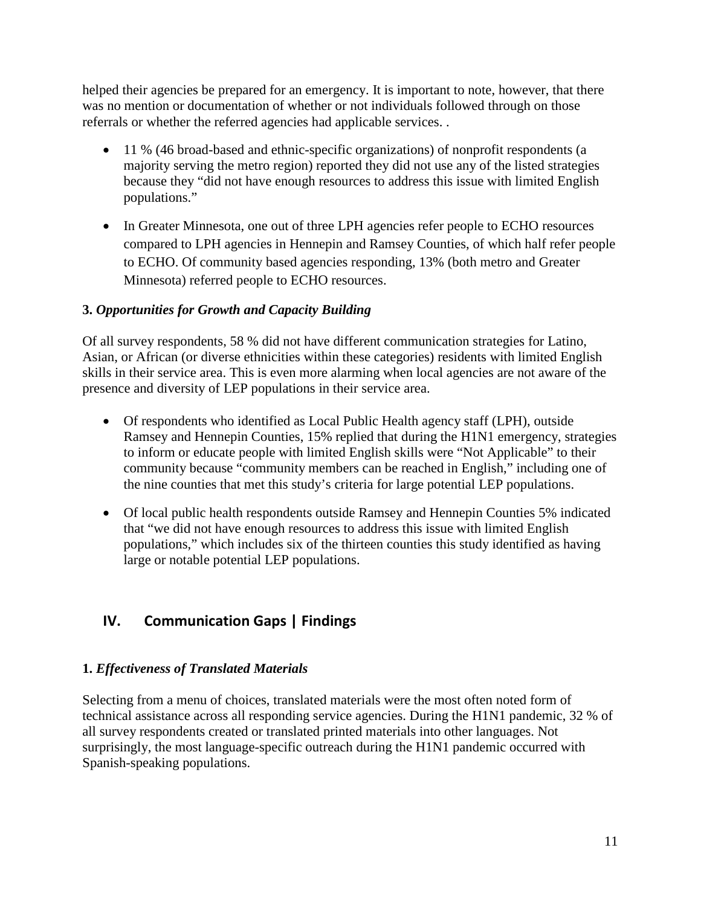helped their agencies be prepared for an emergency. It is important to note, however, that there was no mention or documentation of whether or not individuals followed through on those referrals or whether the referred agencies had applicable services. .

- 11 % (46 broad-based and ethnic-specific organizations) of nonprofit respondents (a majority serving the metro region) reported they did not use any of the listed strategies because they "did not have enough resources to address this issue with limited English populations."
- In Greater Minnesota, one out of three LPH agencies refer people to ECHO resources compared to LPH agencies in Hennepin and Ramsey Counties, of which half refer people to ECHO. Of community based agencies responding, 13% (both metro and Greater Minnesota) referred people to ECHO resources.

### 3. *Opportunities for Growth and Capacity Building*

Of all survey respondents, 58 % did not have different communication strategies for Latino, Asian, or African (or diverse ethnicities within these categories) residents with limited English skills in their service area. This is even more alarming when local agencies are not aware of the presence and diversity of LEP populations in their service area.

- Of respondents who identified as Local Public Health agency staff (LPH), outside Ramsey and Hennepin Counties, 15% replied that during the H1N1 emergency, strategies to inform or educate people with limited English skills were "Not Applicable" to their community because "community members can be reached in English," including one of the nine counties that met this study's criteria for large potential LEP populations.
- Of local public health respondents outside Ramsey and Hennepin Counties 5% indicated that "we did not have enough resources to address this issue with limited English populations," which includes six of the thirteen counties this study identified as having large or notable potential LEP populations.

## IV. Communication Gaps | Findings

### 1. *Effectiveness of Translated Materials*

Selecting from a menu of choices, translated materials were the most often noted form of technical assistance across all responding service agencies. During the H1N1 pandemic, 32 % of all survey respondents created or translated printed materials into other languages. Not surprisingly, the most language-specific outreach during the H1N1 pandemic occurred with Spanish-speaking populations.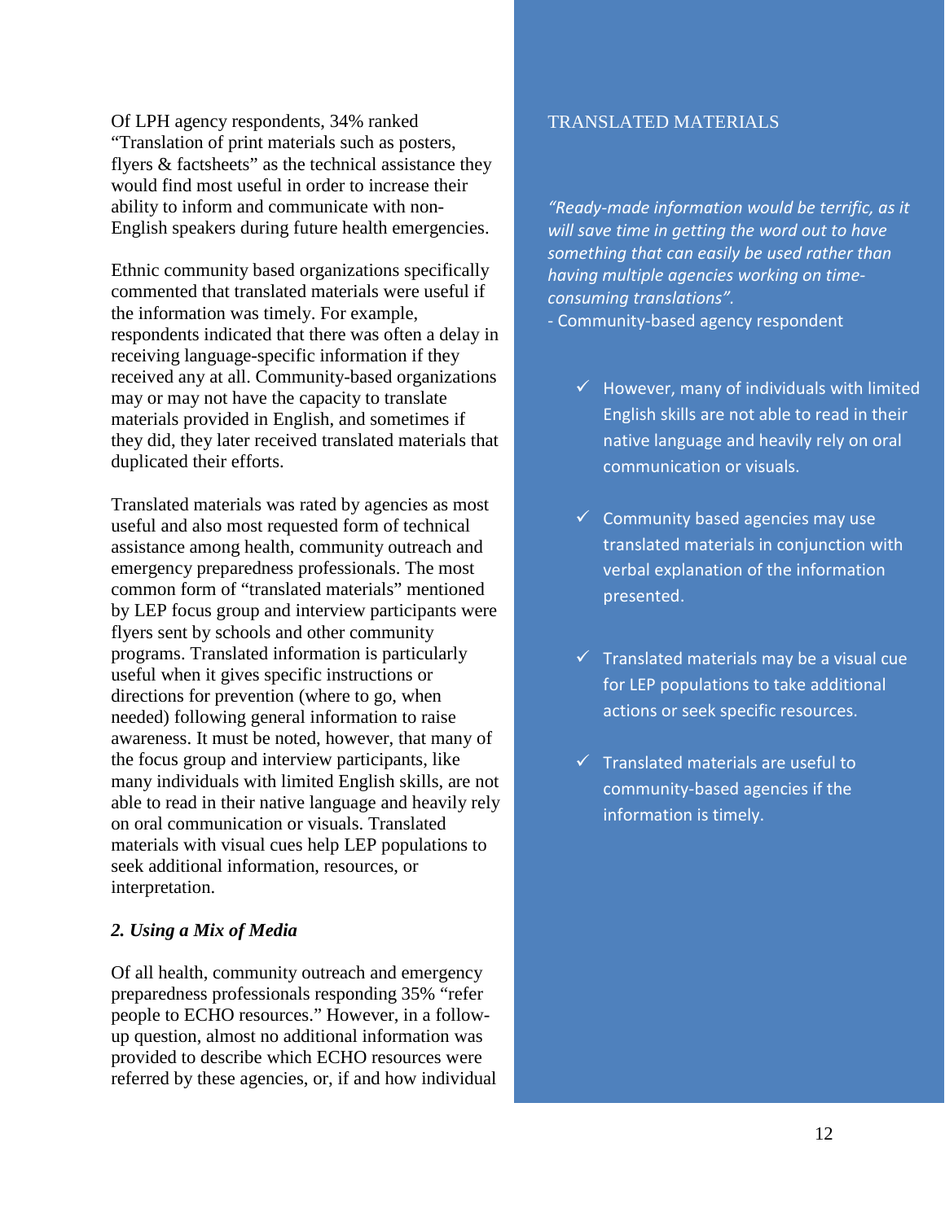Of LPH agency respondents, 34% ranked "Translation of print materials such as posters, flyers & factsheets" as the technical assistance they would find most useful in order to increase their ability to inform and communicate with non-English speakers during future health emergencies.

Ethnic community based organizations specifically commented that translated materials were useful if the information was timely. For example, respondents indicated that there was often a delay in receiving language-specific information if they received any at all. Community-based organizations may or may not have the capacity to translate materials provided in English, and sometimes if they did, they later received translated materials that duplicated their efforts.

Translated materials was rated by agencies as most useful and also most requested form of technical assistance among health, community outreach and emergency preparedness professionals. The most common form of "translated materials" mentioned by LEP focus group and interview participants were flyers sent by schools and other community programs. Translated information is particularly useful when it gives specific instructions or directions for prevention (where to go, when needed) following general information to raise awareness. It must be noted, however, that many of the focus group and interview participants, like many individuals with limited English skills, are not able to read in their native language and heavily rely on oral communication or visuals. Translated materials with visual cues help LEP populations to seek additional information, resources, or interpretation.

### 2. *Using a Mix of Media*

Of all health, community outreach and emergency preparedness professionals responding 35% "refer people to ECHO resources." However, in a follow-up question, almost no additional information was provided to describe which ECHO resources were referred by these agencies, or, if and how individual

TRANSLATED MATERIALS

*"Ready-made information would be terrific, as it will save time in getting the word out to have something that can easily be used rather than having multiple agencies working on time-consuming translations".*
- Community-based agency respondent

- ✓ However, many of individuals with limited English skills are not able to read in their native language and heavily rely on oral communication or visuals.
- ✓ Community based agencies may use translated materials in conjunction with verbal explanation of the information presented.
- ✓ Translated materials may be a visual cue for LEP populations to take additional actions or seek specific resources.
- ✓ Translated materials are useful to community-based agencies if the information is timely.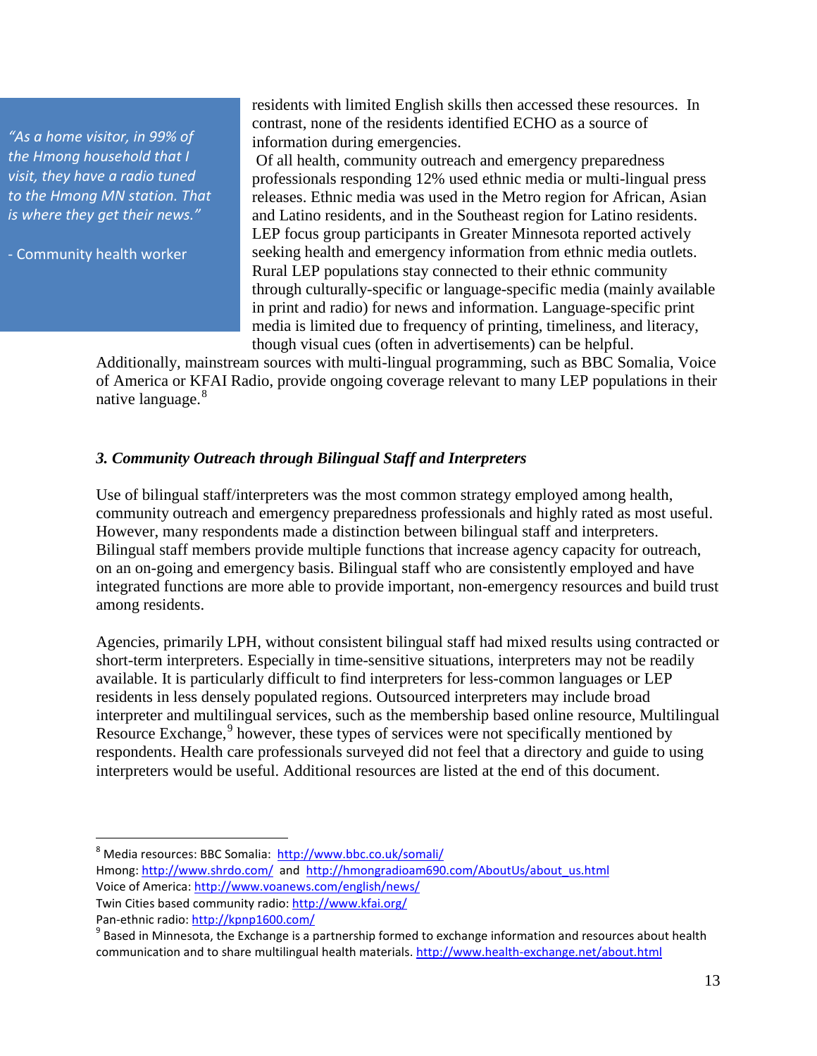> *"As a home visitor, in 99% of the Hmong household that I visit, they have a radio tuned to the Hmong MN station. That is where they get their news."*
>
> - Community health worker

residents with limited English skills then accessed these resources. In contrast, none of the residents identified ECHO as a source of information during emergencies.

Of all health, community outreach and emergency preparedness professionals responding 12% used ethnic media or multi-lingual press releases. Ethnic media was used in the Metro region for African, Asian and Latino residents, and in the Southeast region for Latino residents. LEP focus group participants in Greater Minnesota reported actively seeking health and emergency information from ethnic media outlets. Rural LEP populations stay connected to their ethnic community through culturally-specific or language-specific media (mainly available in print and radio) for news and information. Language-specific print media is limited due to frequency of printing, timeliness, and literacy, though visual cues (often in advertisements) can be helpful. Additionally, mainstream sources with multi-lingual programming, such as BBC Somalia, Voice of America or KFAI Radio, provide ongoing coverage relevant to many LEP populations in their native language.[8]

### *3. Community Outreach through Bilingual Staff and Interpreters*

Use of bilingual staff/interpreters was the most common strategy employed among health, community outreach and emergency preparedness professionals and highly rated as most useful. However, many respondents made a distinction between bilingual staff and interpreters. Bilingual staff members provide multiple functions that increase agency capacity for outreach, on an on-going and emergency basis. Bilingual staff who are consistently employed and have integrated functions are more able to provide important, non-emergency resources and build trust among residents.

Agencies, primarily LPH, without consistent bilingual staff had mixed results using contracted or short-term interpreters. Especially in time-sensitive situations, interpreters may not be readily available. It is particularly difficult to find interpreters for less-common languages or LEP residents in less densely populated regions. Outsourced interpreters may include broad interpreter and multilingual services, such as the membership based online resource, Multilingual Resource Exchange,[9] however, these types of services were not specifically mentioned by respondents. Health care professionals surveyed did not feel that a directory and guide to using interpreters would be useful. Additional resources are listed at the end of this document.

---

[8] Media resources: BBC Somalia: http://www.bbc.co.uk/somali/
Hmong: http://www.shrdo.com/ and http://hmongradioam690.com/AboutUs/about_us.html
Voice of America: http://www.voanews.com/english/news/
Twin Cities based community radio: http://www.kfai.org/
Pan-ethnic radio: http://kpnp1600.com/

[9] Based in Minnesota, the Exchange is a partnership formed to exchange information and resources about health communication and to share multilingual health materials. http://www.health-exchange.net/about.html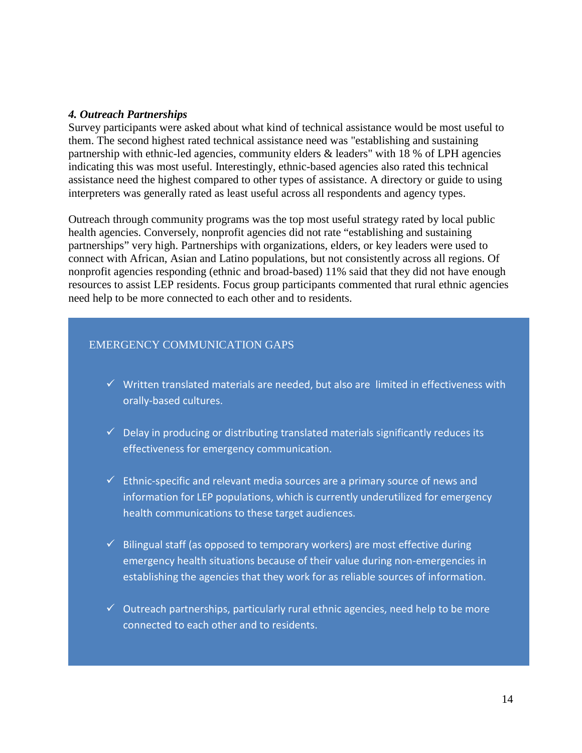***4. Outreach Partnerships***

Survey participants were asked about what kind of technical assistance would be most useful to them. The second highest rated technical assistance need was "establishing and sustaining partnership with ethnic-led agencies, community elders & leaders" with 18 % of LPH agencies indicating this was most useful. Interestingly, ethnic-based agencies also rated this technical assistance need the highest compared to other types of assistance. A directory or guide to using interpreters was generally rated as least useful across all respondents and agency types.

Outreach through community programs was the top most useful strategy rated by local public health agencies. Conversely, nonprofit agencies did not rate "establishing and sustaining partnerships" very high. Partnerships with organizations, elders, or key leaders were used to connect with African, Asian and Latino populations, but not consistently across all regions. Of nonprofit agencies responding (ethnic and broad-based) 11% said that they did not have enough resources to assist LEP residents. Focus group participants commented that rural ethnic agencies need help to be more connected to each other and to residents.

EMERGENCY COMMUNICATION GAPS

- ✓ Written translated materials are needed, but also are limited in effectiveness with orally-based cultures.
- ✓ Delay in producing or distributing translated materials significantly reduces its effectiveness for emergency communication.
- ✓ Ethnic-specific and relevant media sources are a primary source of news and information for LEP populations, which is currently underutilized for emergency health communications to these target audiences.
- ✓ Bilingual staff (as opposed to temporary workers) are most effective during emergency health situations because of their value during non-emergencies in establishing the agencies that they work for as reliable sources of information.
- ✓ Outreach partnerships, particularly rural ethnic agencies, need help to be more connected to each other and to residents.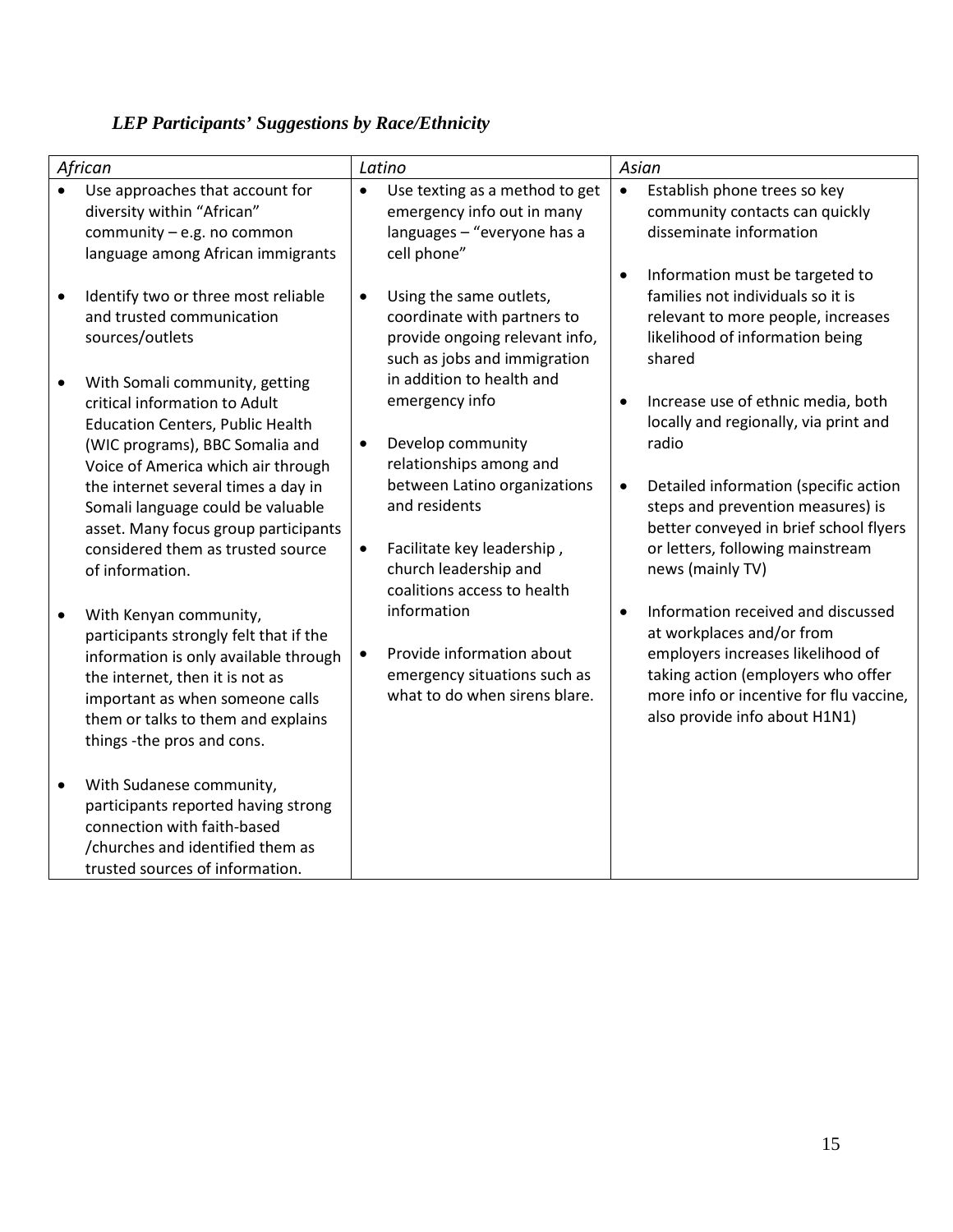### *LEP Participants' Suggestions by Race/Ethnicity*

| *African* | *Latino* | *Asian* |
|---|---|---|
| • Use approaches that account for diversity within "African" community – e.g. no common language among African immigrants<br><br>• Identify two or three most reliable and trusted communication sources/outlets<br><br>• With Somali community, getting critical information to Adult Education Centers, Public Health (WIC programs), BBC Somalia and Voice of America which air through the internet several times a day in Somali language could be valuable asset. Many focus group participants considered them as trusted source of information.<br><br>• With Kenyan community, participants strongly felt that if the information is only available through the internet, then it is not as important as when someone calls them or talks to them and explains things -the pros and cons.<br><br>• With Sudanese community, participants reported having strong connection with faith-based /churches and identified them as trusted sources of information. | • Use texting as a method to get emergency info out in many languages – "everyone has a cell phone"<br><br>• Using the same outlets, coordinate with partners to provide ongoing relevant info, such as jobs and immigration in addition to health and emergency info<br><br>• Develop community relationships among and between Latino organizations and residents<br><br>• Facilitate key leadership , church leadership and coalitions access to health information<br><br>• Provide information about emergency situations such as what to do when sirens blare. | • Establish phone trees so key community contacts can quickly disseminate information<br><br>• Information must be targeted to families not individuals so it is relevant to more people, increases likelihood of information being shared<br><br>• Increase use of ethnic media, both locally and regionally, via print and radio<br><br>• Detailed information (specific action steps and prevention measures) is better conveyed in brief school flyers or letters, following mainstream news (mainly TV)<br><br>• Information received and discussed at workplaces and/or from employers increases likelihood of taking action (employers who offer more info or incentive for flu vaccine, also provide info about H1N1) |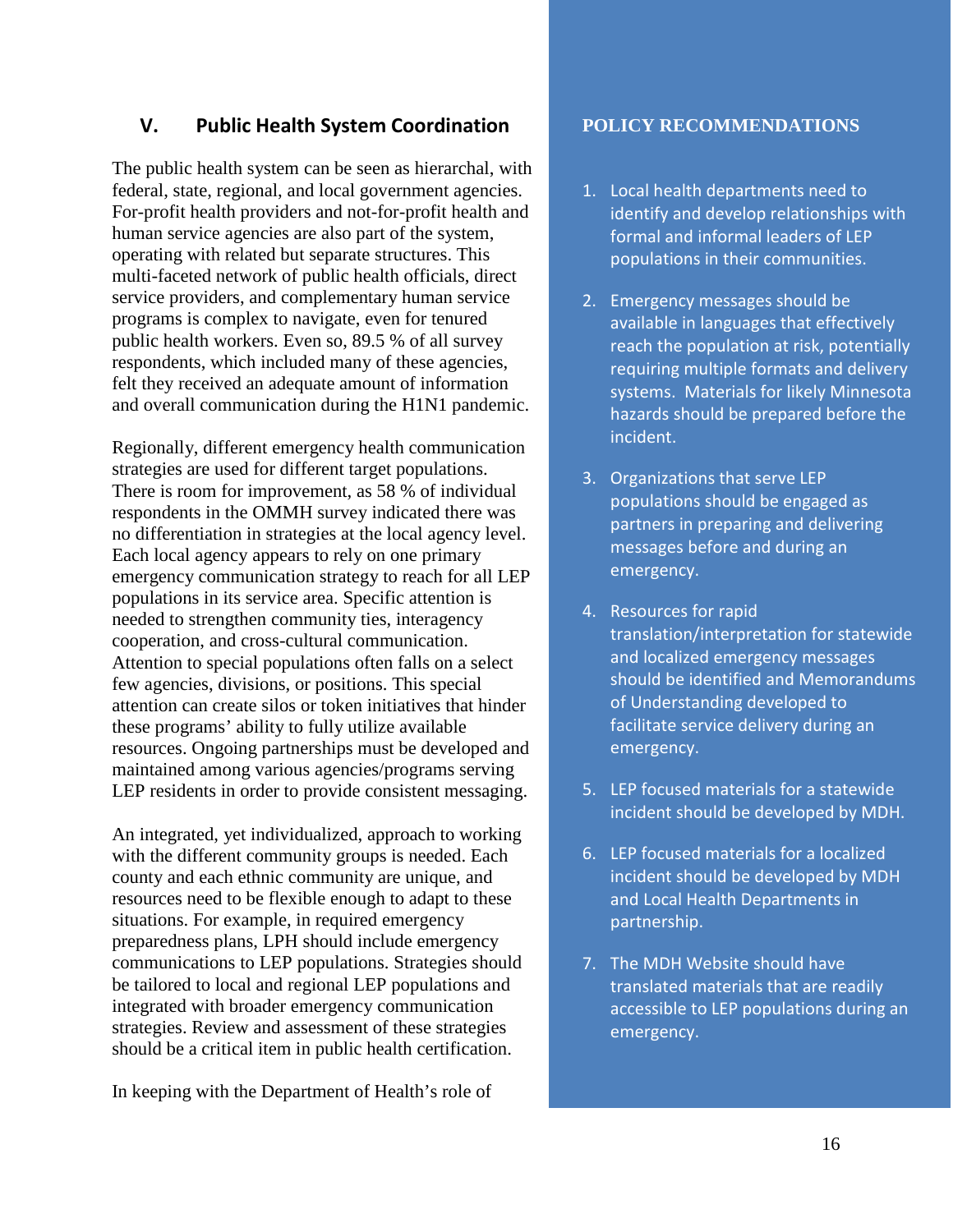## V. Public Health System Coordination

The public health system can be seen as hierarchal, with federal, state, regional, and local government agencies. For-profit health providers and not-for-profit health and human service agencies are also part of the system, operating with related but separate structures. This multi-faceted network of public health officials, direct service providers, and complementary human service programs is complex to navigate, even for tenured public health workers. Even so, 89.5 % of all survey respondents, which included many of these agencies, felt they received an adequate amount of information and overall communication during the H1N1 pandemic.

Regionally, different emergency health communication strategies are used for different target populations. There is room for improvement, as 58 % of individual respondents in the OMMH survey indicated there was no differentiation in strategies at the local agency level. Each local agency appears to rely on one primary emergency communication strategy to reach for all LEP populations in its service area. Specific attention is needed to strengthen community ties, interagency cooperation, and cross-cultural communication. Attention to special populations often falls on a select few agencies, divisions, or positions. This special attention can create silos or token initiatives that hinder these programs' ability to fully utilize available resources. Ongoing partnerships must be developed and maintained among various agencies/programs serving LEP residents in order to provide consistent messaging.

An integrated, yet individualized, approach to working with the different community groups is needed. Each county and each ethnic community are unique, and resources need to be flexible enough to adapt to these situations. For example, in required emergency preparedness plans, LPH should include emergency communications to LEP populations. Strategies should be tailored to local and regional LEP populations and integrated with broader emergency communication strategies. Review and assessment of these strategies should be a critical item in public health certification.

In keeping with the Department of Health's role of

### POLICY RECOMMENDATIONS

1. Local health departments need to identify and develop relationships with formal and informal leaders of LEP populations in their communities.
2. Emergency messages should be available in languages that effectively reach the population at risk, potentially requiring multiple formats and delivery systems. Materials for likely Minnesota hazards should be prepared before the incident.
3. Organizations that serve LEP populations should be engaged as partners in preparing and delivering messages before and during an emergency.
4. Resources for rapid translation/interpretation for statewide and localized emergency messages should be identified and Memorandums of Understanding developed to facilitate service delivery during an emergency.
5. LEP focused materials for a statewide incident should be developed by MDH.
6. LEP focused materials for a localized incident should be developed by MDH and Local Health Departments in partnership.
7. The MDH Website should have translated materials that are readily accessible to LEP populations during an emergency.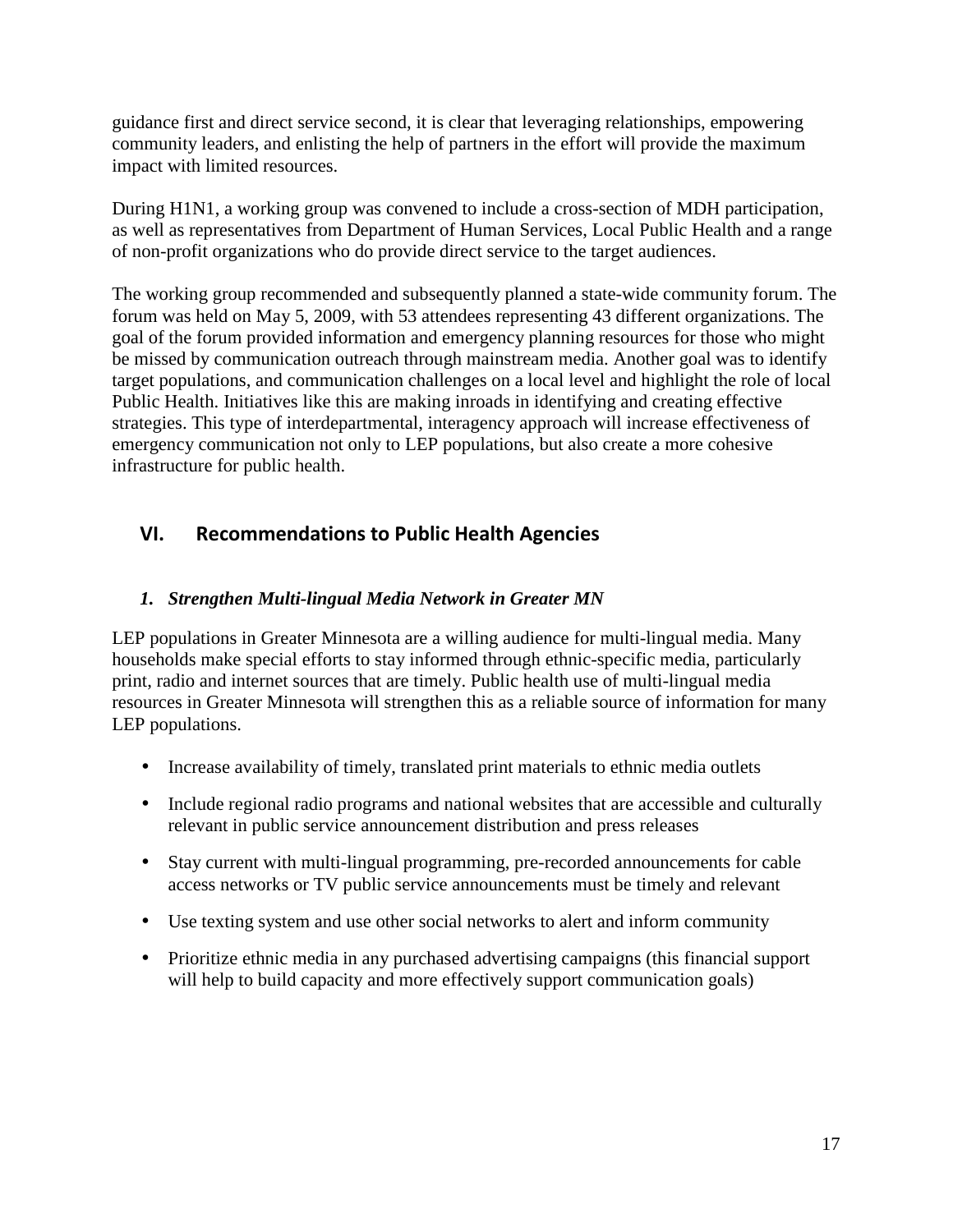guidance first and direct service second, it is clear that leveraging relationships, empowering community leaders, and enlisting the help of partners in the effort will provide the maximum impact with limited resources.

During H1N1, a working group was convened to include a cross-section of MDH participation, as well as representatives from Department of Human Services, Local Public Health and a range of non-profit organizations who do provide direct service to the target audiences.

The working group recommended and subsequently planned a state-wide community forum. The forum was held on May 5, 2009, with 53 attendees representing 43 different organizations. The goal of the forum provided information and emergency planning resources for those who might be missed by communication outreach through mainstream media. Another goal was to identify target populations, and communication challenges on a local level and highlight the role of local Public Health. Initiatives like this are making inroads in identifying and creating effective strategies. This type of interdepartmental, interagency approach will increase effectiveness of emergency communication not only to LEP populations, but also create a more cohesive infrastructure for public health.

## VI. Recommendations to Public Health Agencies

### *1. Strengthen Multi-lingual Media Network in Greater MN*

LEP populations in Greater Minnesota are a willing audience for multi-lingual media. Many households make special efforts to stay informed through ethnic-specific media, particularly print, radio and internet sources that are timely. Public health use of multi-lingual media resources in Greater Minnesota will strengthen this as a reliable source of information for many LEP populations.

- Increase availability of timely, translated print materials to ethnic media outlets
- Include regional radio programs and national websites that are accessible and culturally relevant in public service announcement distribution and press releases
- Stay current with multi-lingual programming, pre-recorded announcements for cable access networks or TV public service announcements must be timely and relevant
- Use texting system and use other social networks to alert and inform community
- Prioritize ethnic media in any purchased advertising campaigns (this financial support will help to build capacity and more effectively support communication goals)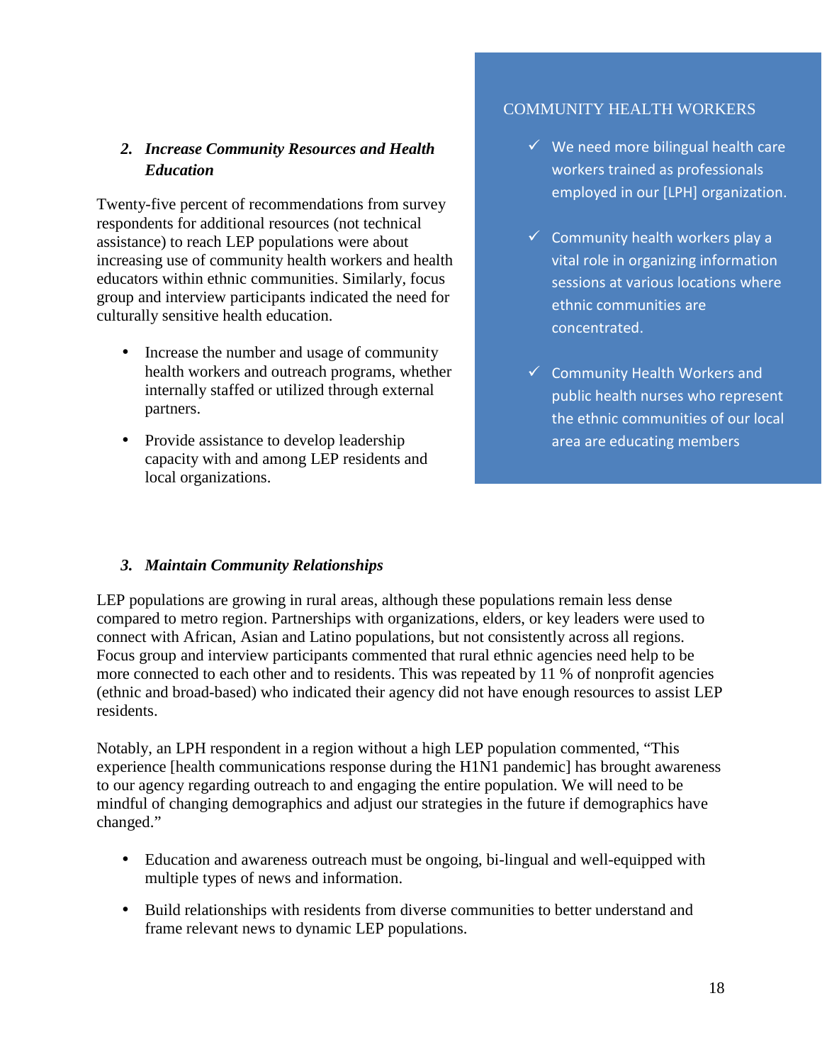### 2. *Increase Community Resources and Health Education*

Twenty-five percent of recommendations from survey respondents for additional resources (not technical assistance) to reach LEP populations were about increasing use of community health workers and health educators within ethnic communities. Similarly, focus group and interview participants indicated the need for culturally sensitive health education.

- Increase the number and usage of community health workers and outreach programs, whether internally staffed or utilized through external partners.
- Provide assistance to develop leadership capacity with and among LEP residents and local organizations.

COMMUNITY HEALTH WORKERS

- ✓ We need more bilingual health care workers trained as professionals employed in our [LPH] organization.
- ✓ Community health workers play a vital role in organizing information sessions at various locations where ethnic communities are concentrated.
- ✓ Community Health Workers and public health nurses who represent the ethnic communities of our local area are educating members

### 3. *Maintain Community Relationships*

LEP populations are growing in rural areas, although these populations remain less dense compared to metro region. Partnerships with organizations, elders, or key leaders were used to connect with African, Asian and Latino populations, but not consistently across all regions. Focus group and interview participants commented that rural ethnic agencies need help to be more connected to each other and to residents. This was repeated by 11 % of nonprofit agencies (ethnic and broad-based) who indicated their agency did not have enough resources to assist LEP residents.

Notably, an LPH respondent in a region without a high LEP population commented, "This experience [health communications response during the H1N1 pandemic] has brought awareness to our agency regarding outreach to and engaging the entire population. We will need to be mindful of changing demographics and adjust our strategies in the future if demographics have changed."

- Education and awareness outreach must be ongoing, bi-lingual and well-equipped with multiple types of news and information.
- Build relationships with residents from diverse communities to better understand and frame relevant news to dynamic LEP populations.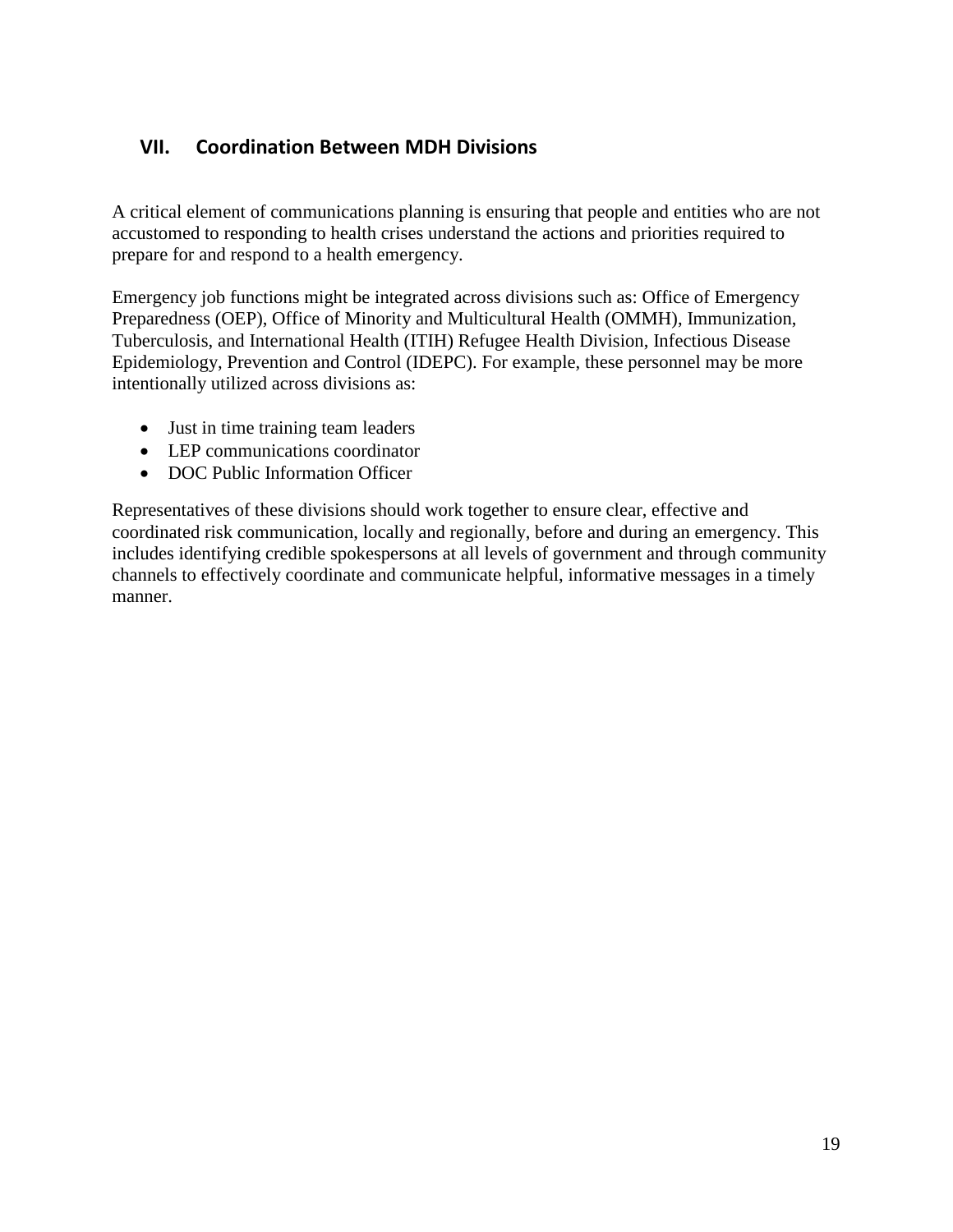## VII. Coordination Between MDH Divisions

A critical element of communications planning is ensuring that people and entities who are not accustomed to responding to health crises understand the actions and priorities required to prepare for and respond to a health emergency.

Emergency job functions might be integrated across divisions such as: Office of Emergency Preparedness (OEP), Office of Minority and Multicultural Health (OMMH), Immunization, Tuberculosis, and International Health (ITIH) Refugee Health Division, Infectious Disease Epidemiology, Prevention and Control (IDEPC). For example, these personnel may be more intentionally utilized across divisions as:

- Just in time training team leaders
- LEP communications coordinator
- DOC Public Information Officer

Representatives of these divisions should work together to ensure clear, effective and coordinated risk communication, locally and regionally, before and during an emergency. This includes identifying credible spokespersons at all levels of government and through community channels to effectively coordinate and communicate helpful, informative messages in a timely manner.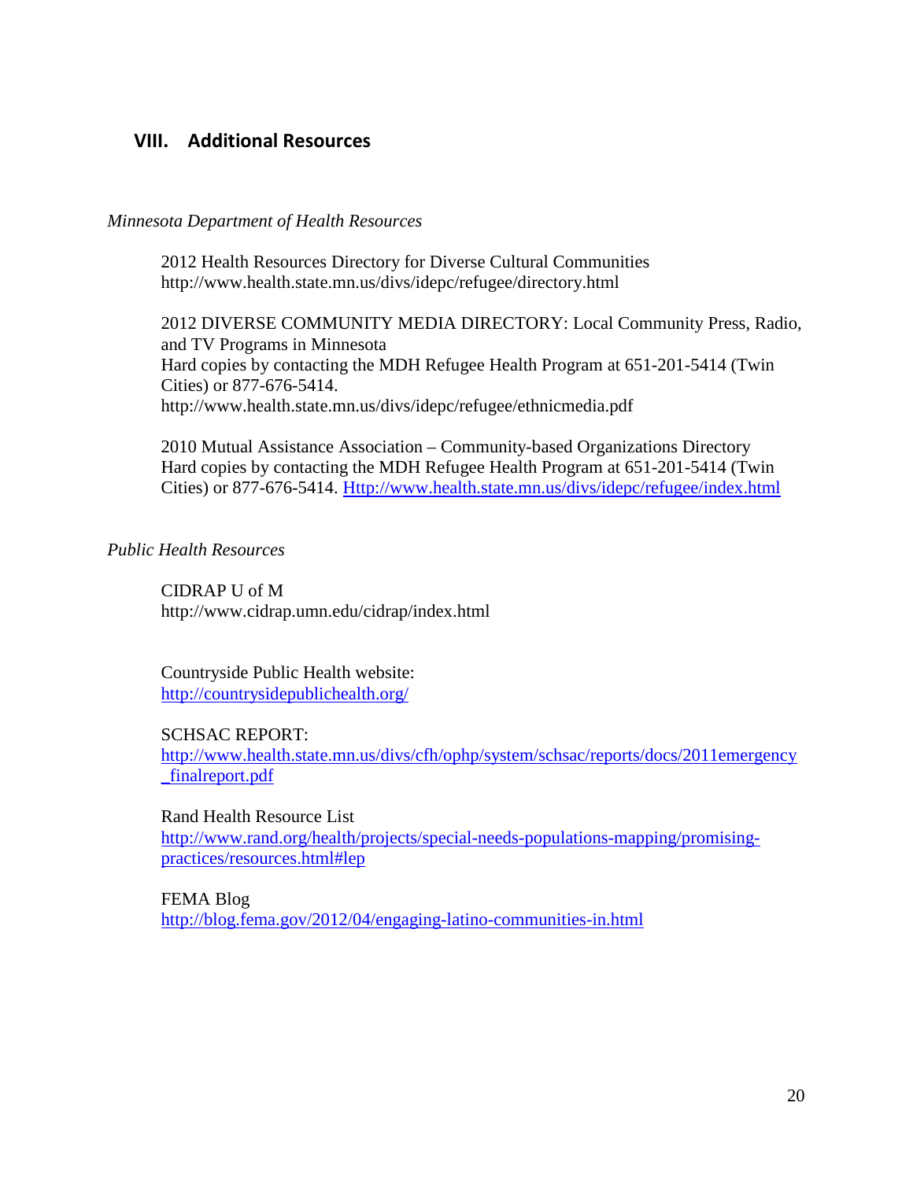## VIII. Additional Resources

*Minnesota Department of Health Resources*

2012 Health Resources Directory for Diverse Cultural Communities
http://www.health.state.mn.us/divs/idepc/refugee/directory.html

2012 DIVERSE COMMUNITY MEDIA DIRECTORY: Local Community Press, Radio, and TV Programs in Minnesota
Hard copies by contacting the MDH Refugee Health Program at 651-201-5414 (Twin Cities) or 877-676-5414.
http://www.health.state.mn.us/divs/idepc/refugee/ethnicmedia.pdf

2010 Mutual Assistance Association – Community-based Organizations Directory
Hard copies by contacting the MDH Refugee Health Program at 651-201-5414 (Twin Cities) or 877-676-5414. Http://www.health.state.mn.us/divs/idepc/refugee/index.html

*Public Health Resources*

CIDRAP U of M
http://www.cidrap.umn.edu/cidrap/index.html

Countryside Public Health website:
http://countrysidepublichealth.org/

SCHSAC REPORT:
http://www.health.state.mn.us/divs/cfh/ophp/system/schsac/reports/docs/2011emergency_finalreport.pdf

Rand Health Resource List
http://www.rand.org/health/projects/special-needs-populations-mapping/promising-practices/resources.html#lep

FEMA Blog
http://blog.fema.gov/2012/04/engaging-latino-communities-in.html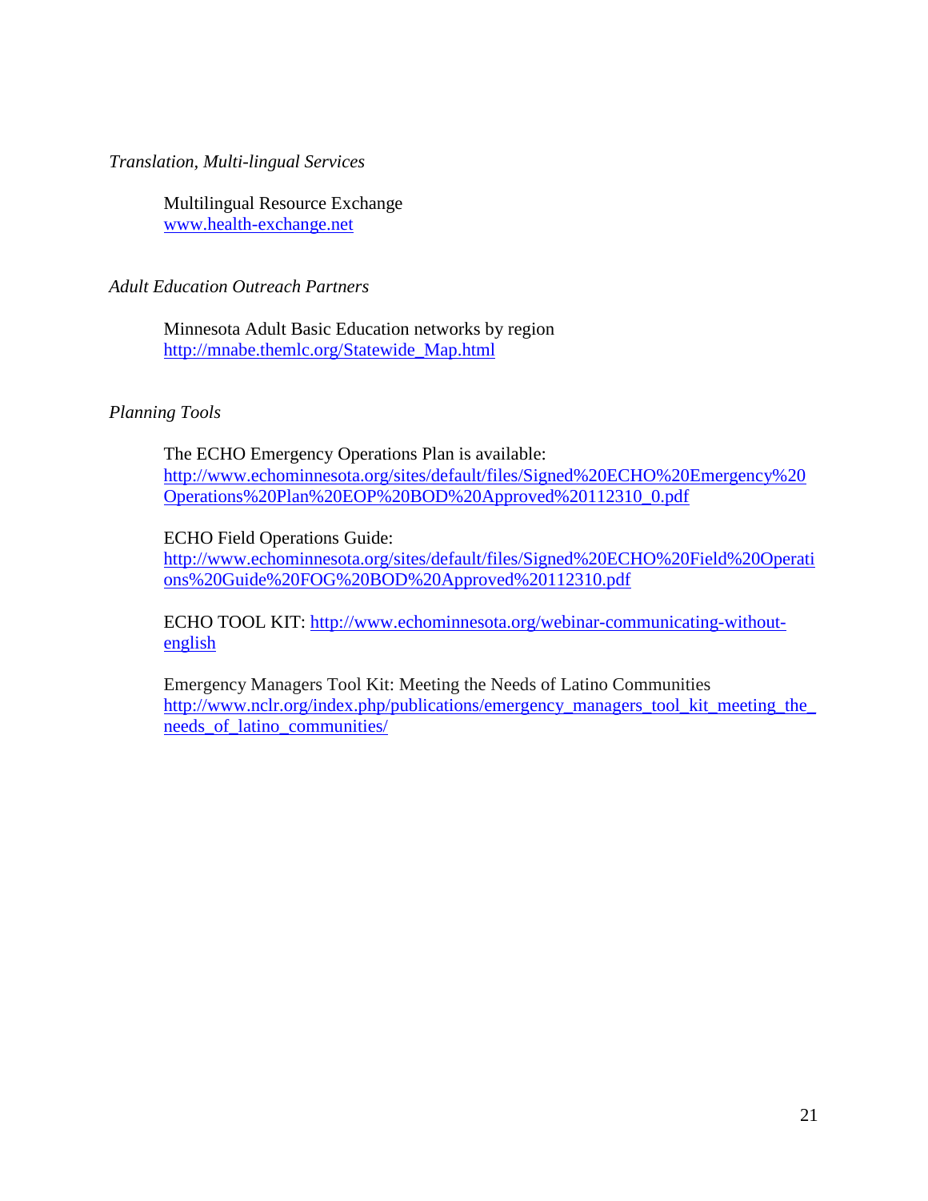*Translation, Multi-lingual Services*

Multilingual Resource Exchange
www.health-exchange.net

*Adult Education Outreach Partners*

Minnesota Adult Basic Education networks by region
http://mnabe.themlc.org/Statewide_Map.html

*Planning Tools*

The ECHO Emergency Operations Plan is available:
http://www.echominnesota.org/sites/default/files/Signed%20ECHO%20Emergency%20Operations%20Plan%20EOP%20BOD%20Approved%20112310_0.pdf

ECHO Field Operations Guide:
http://www.echominnesota.org/sites/default/files/Signed%20ECHO%20Field%20Operations%20Guide%20FOG%20BOD%20Approved%20112310.pdf

ECHO TOOL KIT: http://www.echominnesota.org/webinar-communicating-without-english

Emergency Managers Tool Kit: Meeting the Needs of Latino Communities
http://www.nclr.org/index.php/publications/emergency_managers_tool_kit_meeting_the_needs_of_latino_communities/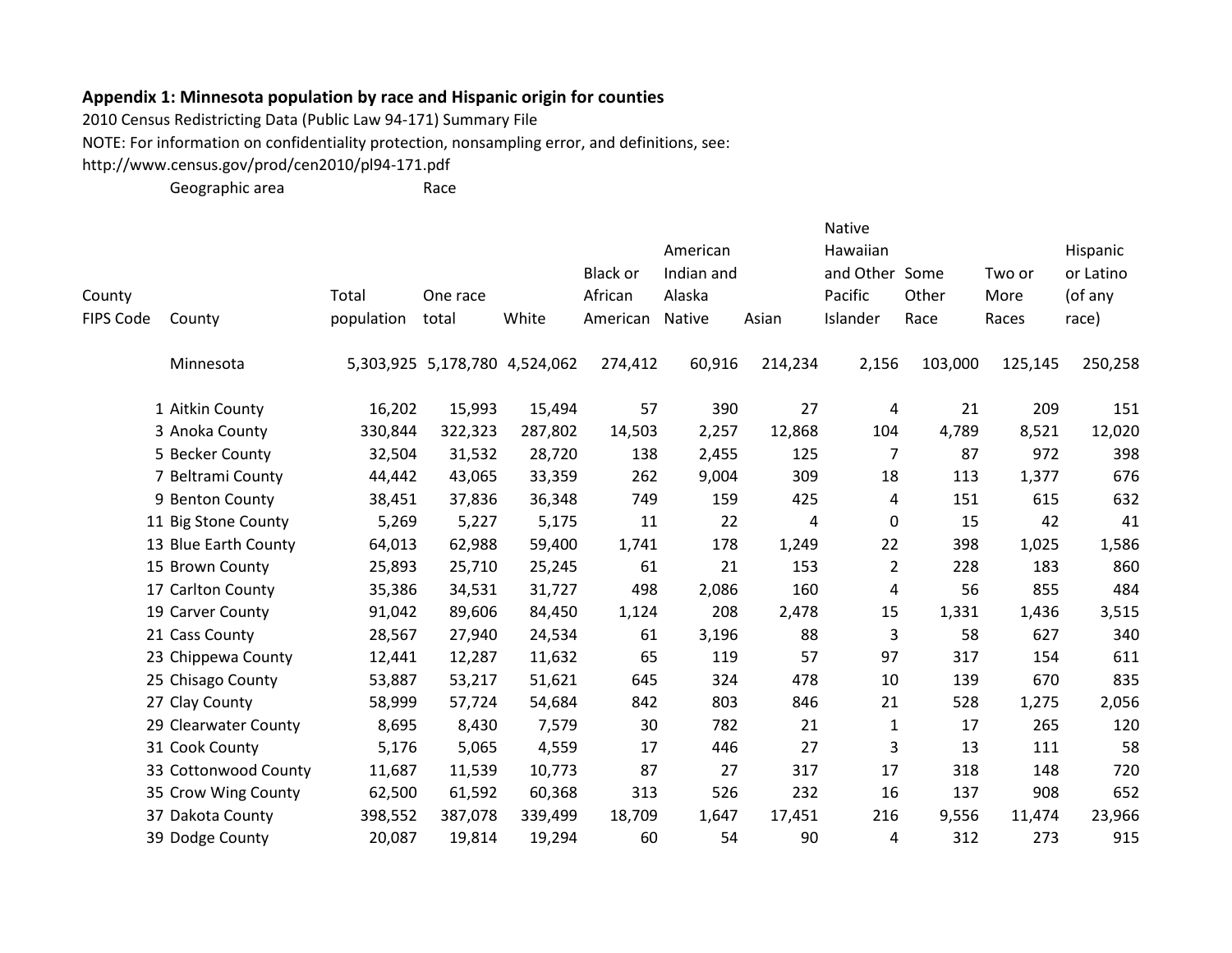**Appendix 1: Minnesota population by race and Hispanic origin for counties**

2010 Census Redistricting Data (Public Law 94-171) Summary File

NOTE: For information on confidentiality protection, nonsampling error, and definitions, see:

http://www.census.gov/prod/cen2010/pl94-171.pdf

| Geographic area | | | Race | | | | | | | | |
|---|---|---|---|---|---|---|---|---|---|---|---|
| County FIPS Code | County | Total population | One race total | White | Black or African American | American Indian and Alaska Native | Asian | Native Hawaiian and Other Pacific Islander | Some Other Race | Two or More Races | Hispanic or Latino (of any race) |
| | Minnesota | 5,303,925 | 5,178,780 | 4,524,062 | 274,412 | 60,916 | 214,234 | 2,156 | 103,000 | 125,145 | 250,258 |
| 1 | Aitkin County | 16,202 | 15,993 | 15,494 | 57 | 390 | 27 | 4 | 21 | 209 | 151 |
| 3 | Anoka County | 330,844 | 322,323 | 287,802 | 14,503 | 2,257 | 12,868 | 104 | 4,789 | 8,521 | 12,020 |
| 5 | Becker County | 32,504 | 31,532 | 28,720 | 138 | 2,455 | 125 | 7 | 87 | 972 | 398 |
| 7 | Beltrami County | 44,442 | 43,065 | 33,359 | 262 | 9,004 | 309 | 18 | 113 | 1,377 | 676 |
| 9 | Benton County | 38,451 | 37,836 | 36,348 | 749 | 159 | 425 | 4 | 151 | 615 | 632 |
| 11 | Big Stone County | 5,269 | 5,227 | 5,175 | 11 | 22 | 4 | 0 | 15 | 42 | 41 |
| 13 | Blue Earth County | 64,013 | 62,988 | 59,400 | 1,741 | 178 | 1,249 | 22 | 398 | 1,025 | 1,586 |
| 15 | Brown County | 25,893 | 25,710 | 25,245 | 61 | 21 | 153 | 2 | 228 | 183 | 860 |
| 17 | Carlton County | 35,386 | 34,531 | 31,727 | 498 | 2,086 | 160 | 4 | 56 | 855 | 484 |
| 19 | Carver County | 91,042 | 89,606 | 84,450 | 1,124 | 208 | 2,478 | 15 | 1,331 | 1,436 | 3,515 |
| 21 | Cass County | 28,567 | 27,940 | 24,534 | 61 | 3,196 | 88 | 3 | 58 | 627 | 340 |
| 23 | Chippewa County | 12,441 | 12,287 | 11,632 | 65 | 119 | 57 | 97 | 317 | 154 | 611 |
| 25 | Chisago County | 53,887 | 53,217 | 51,621 | 645 | 324 | 478 | 10 | 139 | 670 | 835 |
| 27 | Clay County | 58,999 | 57,724 | 54,684 | 842 | 803 | 846 | 21 | 528 | 1,275 | 2,056 |
| 29 | Clearwater County | 8,695 | 8,430 | 7,579 | 30 | 782 | 21 | 1 | 17 | 265 | 120 |
| 31 | Cook County | 5,176 | 5,065 | 4,559 | 17 | 446 | 27 | 3 | 13 | 111 | 58 |
| 33 | Cottonwood County | 11,687 | 11,539 | 10,773 | 87 | 27 | 317 | 17 | 318 | 148 | 720 |
| 35 | Crow Wing County | 62,500 | 61,592 | 60,368 | 313 | 526 | 232 | 16 | 137 | 908 | 652 |
| 37 | Dakota County | 398,552 | 387,078 | 339,499 | 18,709 | 1,647 | 17,451 | 216 | 9,556 | 11,474 | 23,966 |
| 39 | Dodge County | 20,087 | 19,814 | 19,294 | 60 | 54 | 90 | 4 | 312 | 273 | 915 |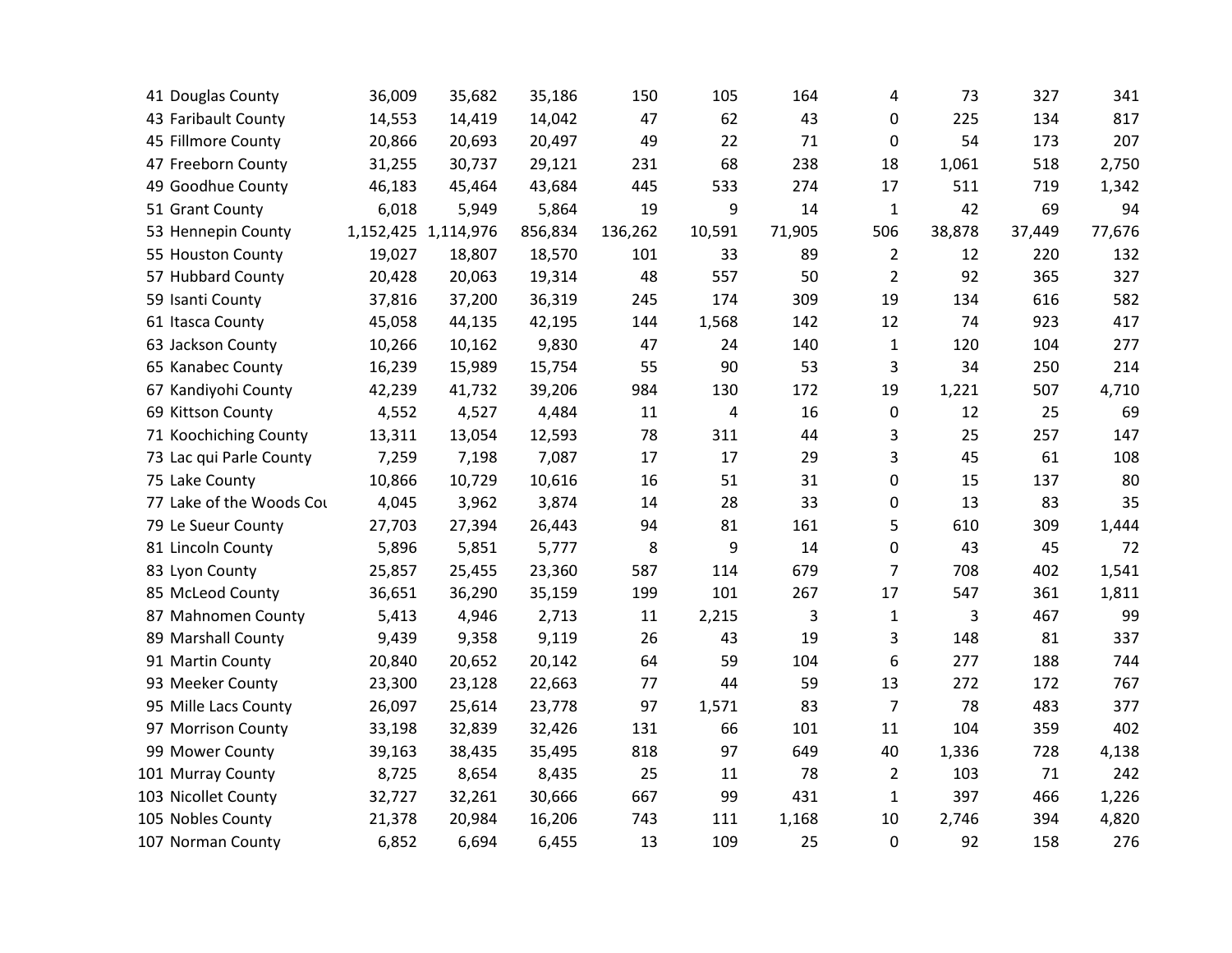|  |  |  |  |  |  |  |  |  |  |  |
|---|---|---|---|---|---|---|---|---|---|---|
| 41 | Douglas County | 36,009 | 35,682 | 35,186 | 150 | 105 | 164 | 4 | 73 | 327 | 341 |
| 43 | Faribault County | 14,553 | 14,419 | 14,042 | 47 | 62 | 43 | 0 | 225 | 134 | 817 |
| 45 | Fillmore County | 20,866 | 20,693 | 20,497 | 49 | 22 | 71 | 0 | 54 | 173 | 207 |
| 47 | Freeborn County | 31,255 | 30,737 | 29,121 | 231 | 68 | 238 | 18 | 1,061 | 518 | 2,750 |
| 49 | Goodhue County | 46,183 | 45,464 | 43,684 | 445 | 533 | 274 | 17 | 511 | 719 | 1,342 |
| 51 | Grant County | 6,018 | 5,949 | 5,864 | 19 | 9 | 14 | 1 | 42 | 69 | 94 |
| 53 | Hennepin County | 1,152,425 | 1,114,976 | 856,834 | 136,262 | 10,591 | 71,905 | 506 | 38,878 | 37,449 | 77,676 |
| 55 | Houston County | 19,027 | 18,807 | 18,570 | 101 | 33 | 89 | 2 | 12 | 220 | 132 |
| 57 | Hubbard County | 20,428 | 20,063 | 19,314 | 48 | 557 | 50 | 2 | 92 | 365 | 327 |
| 59 | Isanti County | 37,816 | 37,200 | 36,319 | 245 | 174 | 309 | 19 | 134 | 616 | 582 |
| 61 | Itasca County | 45,058 | 44,135 | 42,195 | 144 | 1,568 | 142 | 12 | 74 | 923 | 417 |
| 63 | Jackson County | 10,266 | 10,162 | 9,830 | 47 | 24 | 140 | 1 | 120 | 104 | 277 |
| 65 | Kanabec County | 16,239 | 15,989 | 15,754 | 55 | 90 | 53 | 3 | 34 | 250 | 214 |
| 67 | Kandiyohi County | 42,239 | 41,732 | 39,206 | 984 | 130 | 172 | 19 | 1,221 | 507 | 4,710 |
| 69 | Kittson County | 4,552 | 4,527 | 4,484 | 11 | 4 | 16 | 0 | 12 | 25 | 69 |
| 71 | Koochiching County | 13,311 | 13,054 | 12,593 | 78 | 311 | 44 | 3 | 25 | 257 | 147 |
| 73 | Lac qui Parle County | 7,259 | 7,198 | 7,087 | 17 | 17 | 29 | 3 | 45 | 61 | 108 |
| 75 | Lake County | 10,866 | 10,729 | 10,616 | 16 | 51 | 31 | 0 | 15 | 137 | 80 |
| 77 | Lake of the Woods Cou | 4,045 | 3,962 | 3,874 | 14 | 28 | 33 | 0 | 13 | 83 | 35 |
| 79 | Le Sueur County | 27,703 | 27,394 | 26,443 | 94 | 81 | 161 | 5 | 610 | 309 | 1,444 |
| 81 | Lincoln County | 5,896 | 5,851 | 5,777 | 8 | 9 | 14 | 0 | 43 | 45 | 72 |
| 83 | Lyon County | 25,857 | 25,455 | 23,360 | 587 | 114 | 679 | 7 | 708 | 402 | 1,541 |
| 85 | McLeod County | 36,651 | 36,290 | 35,159 | 199 | 101 | 267 | 17 | 547 | 361 | 1,811 |
| 87 | Mahnomen County | 5,413 | 4,946 | 2,713 | 11 | 2,215 | 3 | 1 | 3 | 467 | 99 |
| 89 | Marshall County | 9,439 | 9,358 | 9,119 | 26 | 43 | 19 | 3 | 148 | 81 | 337 |
| 91 | Martin County | 20,840 | 20,652 | 20,142 | 64 | 59 | 104 | 6 | 277 | 188 | 744 |
| 93 | Meeker County | 23,300 | 23,128 | 22,663 | 77 | 44 | 59 | 13 | 272 | 172 | 767 |
| 95 | Mille Lacs County | 26,097 | 25,614 | 23,778 | 97 | 1,571 | 83 | 7 | 78 | 483 | 377 |
| 97 | Morrison County | 33,198 | 32,839 | 32,426 | 131 | 66 | 101 | 11 | 104 | 359 | 402 |
| 99 | Mower County | 39,163 | 38,435 | 35,495 | 818 | 97 | 649 | 40 | 1,336 | 728 | 4,138 |
| 101 | Murray County | 8,725 | 8,654 | 8,435 | 25 | 11 | 78 | 2 | 103 | 71 | 242 |
| 103 | Nicollet County | 32,727 | 32,261 | 30,666 | 667 | 99 | 431 | 1 | 397 | 466 | 1,226 |
| 105 | Nobles County | 21,378 | 20,984 | 16,206 | 743 | 111 | 1,168 | 10 | 2,746 | 394 | 4,820 |
| 107 | Norman County | 6,852 | 6,694 | 6,455 | 13 | 109 | 25 | 0 | 92 | 158 | 276 |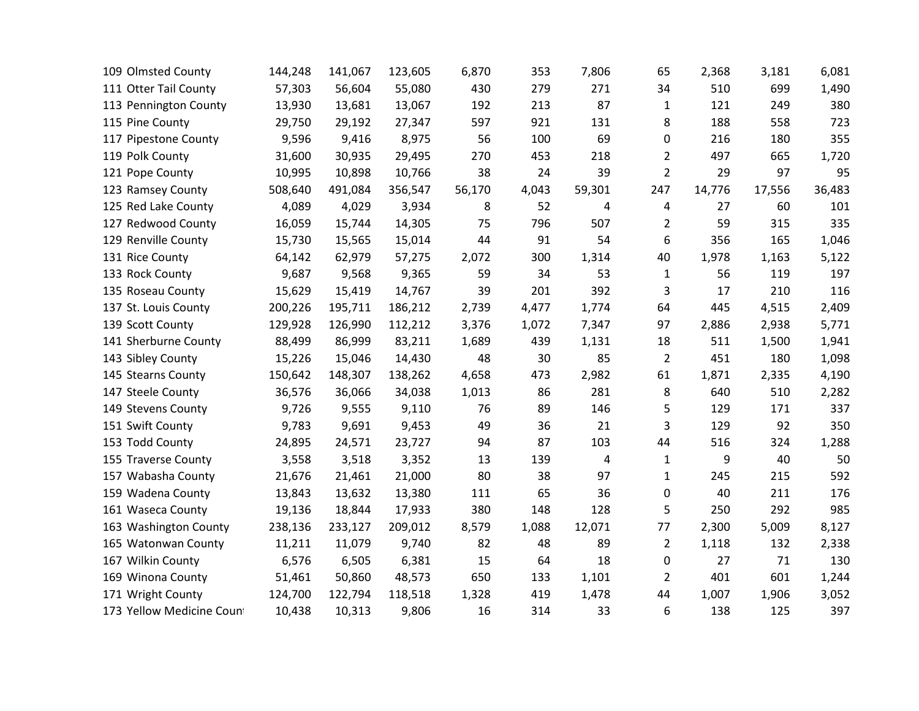| | | | | | | | | | | |
|---|---|---|---|---|---|---|---|---|---|---|
| 109 Olmsted County | 144,248 | 141,067 | 123,605 | 6,870 | 353 | 7,806 | 65 | 2,368 | 3,181 | 6,081 |
| 111 Otter Tail County | 57,303 | 56,604 | 55,080 | 430 | 279 | 271 | 34 | 510 | 699 | 1,490 |
| 113 Pennington County | 13,930 | 13,681 | 13,067 | 192 | 213 | 87 | 1 | 121 | 249 | 380 |
| 115 Pine County | 29,750 | 29,192 | 27,347 | 597 | 921 | 131 | 8 | 188 | 558 | 723 |
| 117 Pipestone County | 9,596 | 9,416 | 8,975 | 56 | 100 | 69 | 0 | 216 | 180 | 355 |
| 119 Polk County | 31,600 | 30,935 | 29,495 | 270 | 453 | 218 | 2 | 497 | 665 | 1,720 |
| 121 Pope County | 10,995 | 10,898 | 10,766 | 38 | 24 | 39 | 2 | 29 | 97 | 95 |
| 123 Ramsey County | 508,640 | 491,084 | 356,547 | 56,170 | 4,043 | 59,301 | 247 | 14,776 | 17,556 | 36,483 |
| 125 Red Lake County | 4,089 | 4,029 | 3,934 | 8 | 52 | 4 | 4 | 27 | 60 | 101 |
| 127 Redwood County | 16,059 | 15,744 | 14,305 | 75 | 796 | 507 | 2 | 59 | 315 | 335 |
| 129 Renville County | 15,730 | 15,565 | 15,014 | 44 | 91 | 54 | 6 | 356 | 165 | 1,046 |
| 131 Rice County | 64,142 | 62,979 | 57,275 | 2,072 | 300 | 1,314 | 40 | 1,978 | 1,163 | 5,122 |
| 133 Rock County | 9,687 | 9,568 | 9,365 | 59 | 34 | 53 | 1 | 56 | 119 | 197 |
| 135 Roseau County | 15,629 | 15,419 | 14,767 | 39 | 201 | 392 | 3 | 17 | 210 | 116 |
| 137 St. Louis County | 200,226 | 195,711 | 186,212 | 2,739 | 4,477 | 1,774 | 64 | 445 | 4,515 | 2,409 |
| 139 Scott County | 129,928 | 126,990 | 112,212 | 3,376 | 1,072 | 7,347 | 97 | 2,886 | 2,938 | 5,771 |
| 141 Sherburne County | 88,499 | 86,999 | 83,211 | 1,689 | 439 | 1,131 | 18 | 511 | 1,500 | 1,941 |
| 143 Sibley County | 15,226 | 15,046 | 14,430 | 48 | 30 | 85 | 2 | 451 | 180 | 1,098 |
| 145 Stearns County | 150,642 | 148,307 | 138,262 | 4,658 | 473 | 2,982 | 61 | 1,871 | 2,335 | 4,190 |
| 147 Steele County | 36,576 | 36,066 | 34,038 | 1,013 | 86 | 281 | 8 | 640 | 510 | 2,282 |
| 149 Stevens County | 9,726 | 9,555 | 9,110 | 76 | 89 | 146 | 5 | 129 | 171 | 337 |
| 151 Swift County | 9,783 | 9,691 | 9,453 | 49 | 36 | 21 | 3 | 129 | 92 | 350 |
| 153 Todd County | 24,895 | 24,571 | 23,727 | 94 | 87 | 103 | 44 | 516 | 324 | 1,288 |
| 155 Traverse County | 3,558 | 3,518 | 3,352 | 13 | 139 | 4 | 1 | 9 | 40 | 50 |
| 157 Wabasha County | 21,676 | 21,461 | 21,000 | 80 | 38 | 97 | 1 | 245 | 215 | 592 |
| 159 Wadena County | 13,843 | 13,632 | 13,380 | 111 | 65 | 36 | 0 | 40 | 211 | 176 |
| 161 Waseca County | 19,136 | 18,844 | 17,933 | 380 | 148 | 128 | 5 | 250 | 292 | 985 |
| 163 Washington County | 238,136 | 233,127 | 209,012 | 8,579 | 1,088 | 12,071 | 77 | 2,300 | 5,009 | 8,127 |
| 165 Watonwan County | 11,211 | 11,079 | 9,740 | 82 | 48 | 89 | 2 | 1,118 | 132 | 2,338 |
| 167 Wilkin County | 6,576 | 6,505 | 6,381 | 15 | 64 | 18 | 0 | 27 | 71 | 130 |
| 169 Winona County | 51,461 | 50,860 | 48,573 | 650 | 133 | 1,101 | 2 | 401 | 601 | 1,244 |
| 171 Wright County | 124,700 | 122,794 | 118,518 | 1,328 | 419 | 1,478 | 44 | 1,007 | 1,906 | 3,052 |
| 173 Yellow Medicine Count | 10,438 | 10,313 | 9,806 | 16 | 314 | 33 | 6 | 138 | 125 | 397 |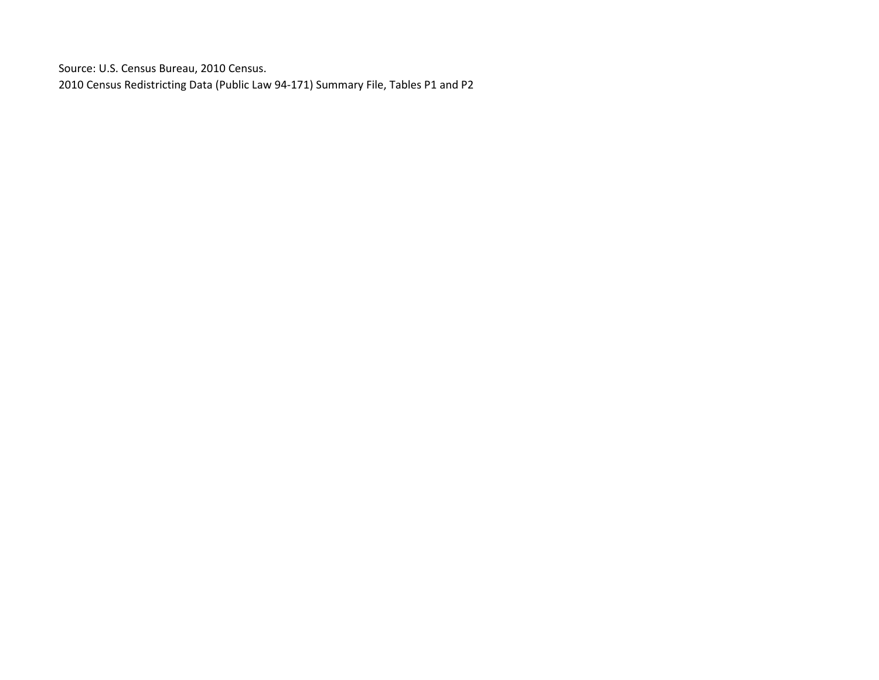Source: U.S. Census Bureau, 2010 Census.
2010 Census Redistricting Data (Public Law 94-171) Summary File, Tables P1 and P2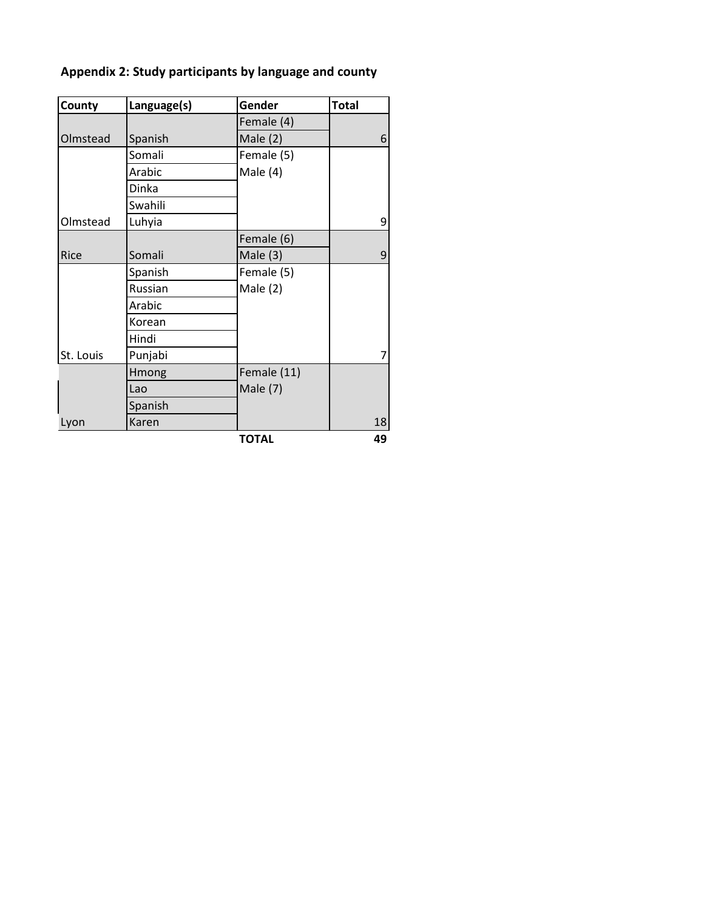## Appendix 2: Study participants by language and county

| County | Language(s) | Gender | Total |
|---|---|---|---|
| Olmstead | Spanish | Female (4)<br>Male (2) | 6 |
| Olmstead | Somali<br>Arabic<br>Dinka<br>Swahili<br>Luhyia | Female (5)<br>Male (4) | 9 |
| Rice | Somali | Female (6)<br>Male (3) | 9 |
| St. Louis | Spanish<br>Russian<br>Arabic<br>Korean<br>Hindi<br>Punjabi | Female (5)<br>Male (2) | 7 |
| Lyon | Hmong<br>Lao<br>Spanish<br>Karen | Female (11)<br>Male (7) | 18 |
| | | **TOTAL** | **49** |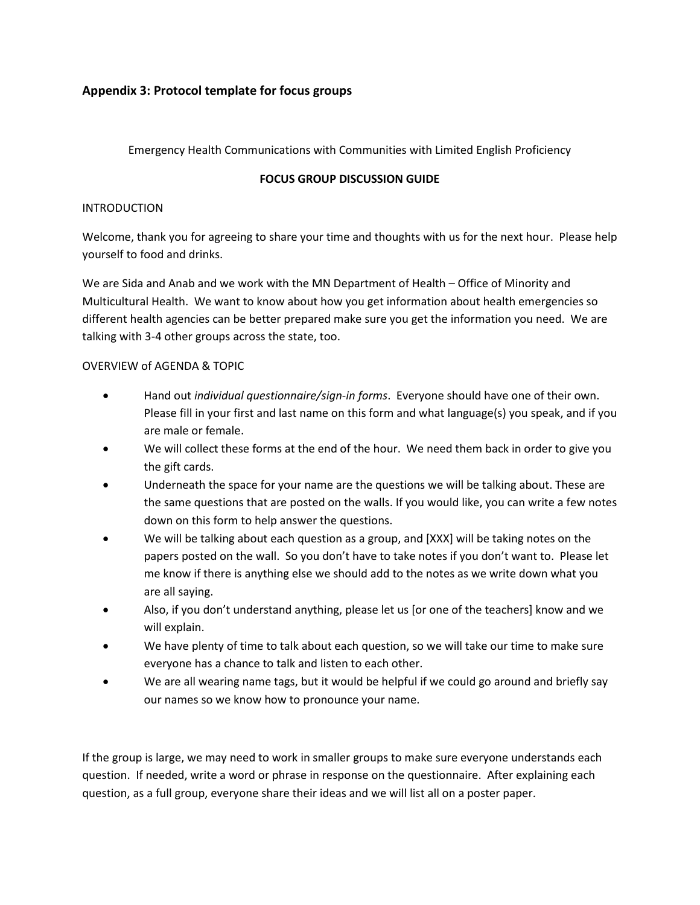## Appendix 3: Protocol template for focus groups

Emergency Health Communications with Communities with Limited English Proficiency

**FOCUS GROUP DISCUSSION GUIDE**

INTRODUCTION

Welcome, thank you for agreeing to share your time and thoughts with us for the next hour. Please help yourself to food and drinks.

We are Sida and Anab and we work with the MN Department of Health – Office of Minority and Multicultural Health. We want to know about how you get information about health emergencies so different health agencies can be better prepared make sure you get the information you need. We are talking with 3-4 other groups across the state, too.

OVERVIEW of AGENDA & TOPIC

- Hand out *individual questionnaire/sign-in forms*. Everyone should have one of their own. Please fill in your first and last name on this form and what language(s) you speak, and if you are male or female.
- We will collect these forms at the end of the hour. We need them back in order to give you the gift cards.
- Underneath the space for your name are the questions we will be talking about. These are the same questions that are posted on the walls. If you would like, you can write a few notes down on this form to help answer the questions.
- We will be talking about each question as a group, and [XXX] will be taking notes on the papers posted on the wall. So you don't have to take notes if you don't want to. Please let me know if there is anything else we should add to the notes as we write down what you are all saying.
- Also, if you don't understand anything, please let us [or one of the teachers] know and we will explain.
- We have plenty of time to talk about each question, so we will take our time to make sure everyone has a chance to talk and listen to each other.
- We are all wearing name tags, but it would be helpful if we could go around and briefly say our names so we know how to pronounce your name.

If the group is large, we may need to work in smaller groups to make sure everyone understands each question. If needed, write a word or phrase in response on the questionnaire. After explaining each question, as a full group, everyone share their ideas and we will list all on a poster paper.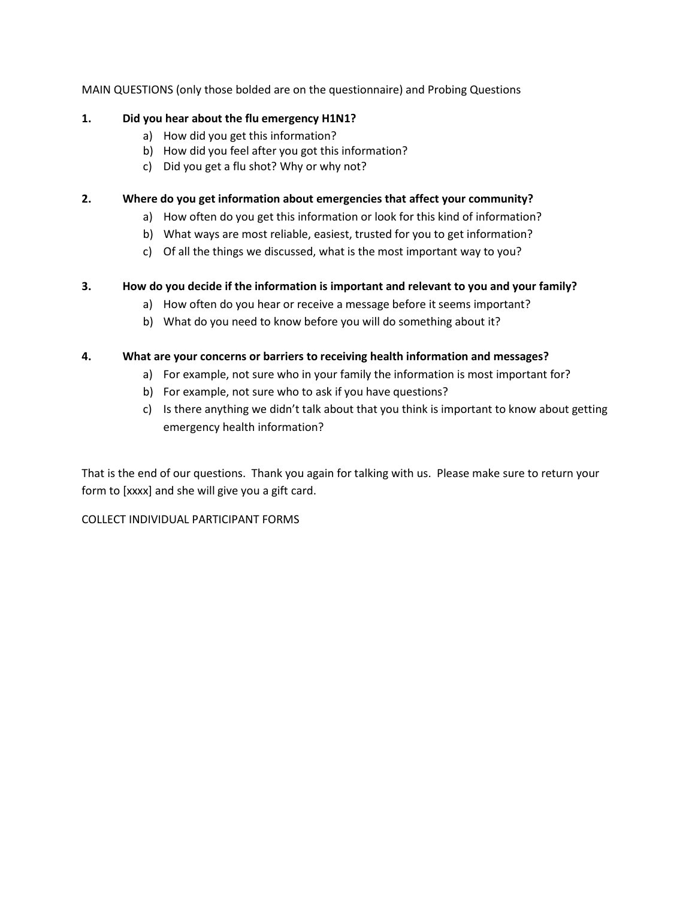MAIN QUESTIONS (only those bolded are on the questionnaire) and Probing Questions

1. **Did you hear about the flu emergency H1N1?**
   a) How did you get this information?
   b) How did you feel after you got this information?
   c) Did you get a flu shot? Why or why not?

2. **Where do you get information about emergencies that affect your community?**
   a) How often do you get this information or look for this kind of information?
   b) What ways are most reliable, easiest, trusted for you to get information?
   c) Of all the things we discussed, what is the most important way to you?

3. **How do you decide if the information is important and relevant to you and your family?**
   a) How often do you hear or receive a message before it seems important?
   b) What do you need to know before you will do something about it?

4. **What are your concerns or barriers to receiving health information and messages?**
   a) For example, not sure who in your family the information is most important for?
   b) For example, not sure who to ask if you have questions?
   c) Is there anything we didn't talk about that you think is important to know about getting emergency health information?

That is the end of our questions. Thank you again for talking with us. Please make sure to return your form to [xxxx] and she will give you a gift card.

COLLECT INDIVIDUAL PARTICIPANT FORMS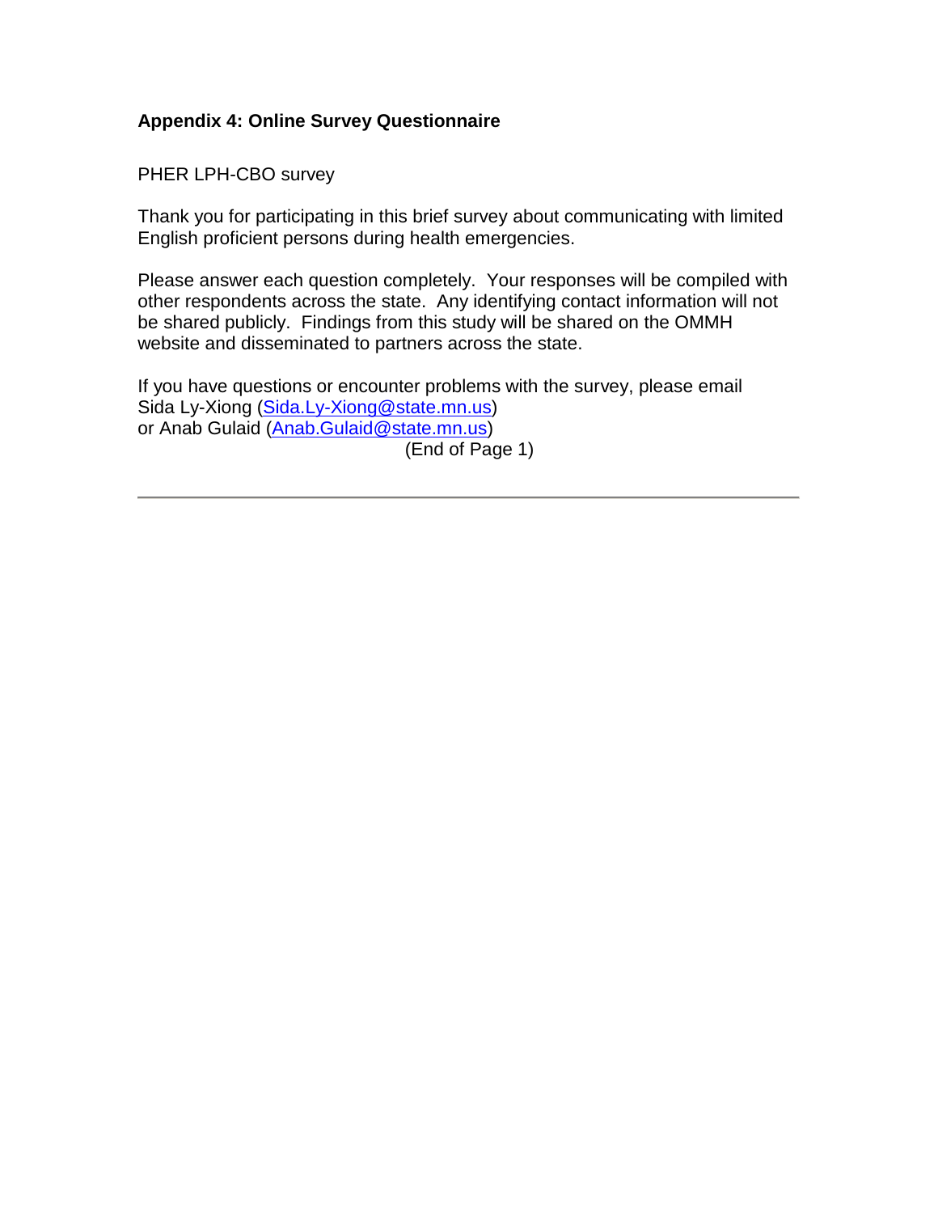**Appendix 4: Online Survey Questionnaire**

PHER LPH-CBO survey

Thank you for participating in this brief survey about communicating with limited English proficient persons during health emergencies.

Please answer each question completely. Your responses will be compiled with other respondents across the state. Any identifying contact information will not be shared publicly. Findings from this study will be shared on the OMMH website and disseminated to partners across the state.

If you have questions or encounter problems with the survey, please email Sida Ly-Xiong (Sida.Ly-Xiong@state.mn.us) or Anab Gulaid (Anab.Gulaid@state.mn.us)

(End of Page 1)

---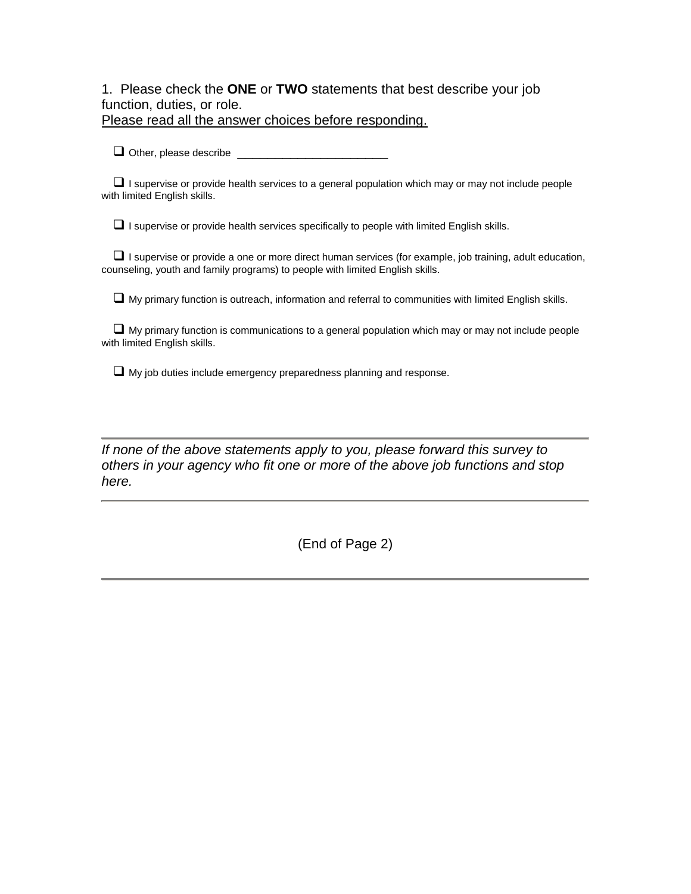1. Please check the **ONE** or **TWO** statements that best describe your job function, duties, or role.

Please read all the answer choices before responding.

- ☐ Other, please describe ________________________
- ☐ I supervise or provide health services to a general population which may or may not include people with limited English skills.
- ☐ I supervise or provide health services specifically to people with limited English skills.
- ☐ I supervise or provide a one or more direct human services (for example, job training, adult education, counseling, youth and family programs) to people with limited English skills.
- ☐ My primary function is outreach, information and referral to communities with limited English skills.
- ☐ My primary function is communications to a general population which may or may not include people with limited English skills.
- ☐ My job duties include emergency preparedness planning and response.

---

*If none of the above statements apply to you, please forward this survey to others in your agency who fit one or more of the above job functions and stop here.*

---

(End of Page 2)

---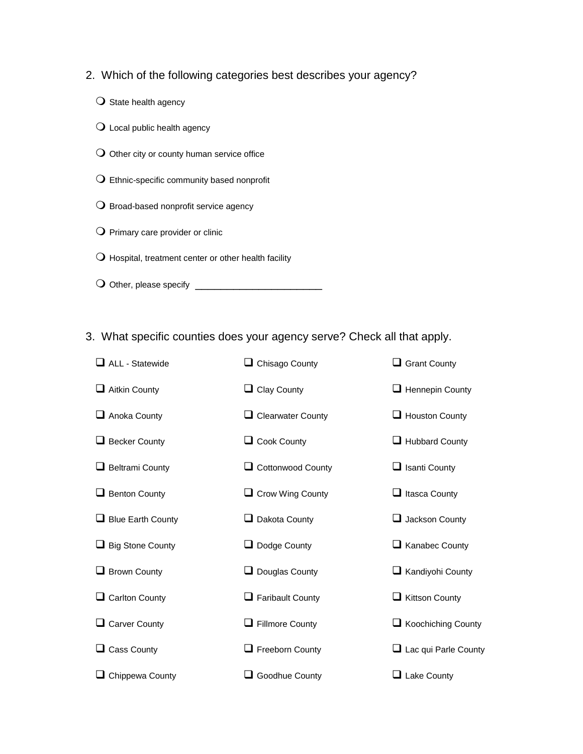2. Which of the following categories best describes your agency?

- ❍ State health agency
- ❍ Local public health agency
- ❍ Other city or county human service office
- ❍ Ethnic-specific community based nonprofit
- ❍ Broad-based nonprofit service agency
- ❍ Primary care provider or clinic
- ❍ Hospital, treatment center or other health facility
- ❍ Other, please specify _________________________

3. What specific counties does your agency serve? Check all that apply.

- ❑ ALL - Statewide
- ❑ Aitkin County
- ❑ Anoka County
- ❑ Becker County
- ❑ Beltrami County
- ❑ Benton County
- ❑ Blue Earth County
- ❑ Big Stone County
- ❑ Brown County
- ❑ Carlton County
- ❑ Carver County
- ❑ Cass County
- ❑ Chippewa County
- ❑ Chisago County
- ❑ Clay County
- ❑ Clearwater County
- ❑ Cook County
- ❑ Cottonwood County
- ❑ Crow Wing County
- ❑ Dakota County
- ❑ Dodge County
- ❑ Douglas County
- ❑ Faribault County
- ❑ Fillmore County
- ❑ Freeborn County
- ❑ Goodhue County
- ❑ Grant County
- ❑ Hennepin County
- ❑ Houston County
- ❑ Hubbard County
- ❑ Isanti County
- ❑ Itasca County
- ❑ Jackson County
- ❑ Kanabec County
- ❑ Kandiyohi County
- ❑ Kittson County
- ❑ Koochiching County
- ❑ Lac qui Parle County
- ❑ Lake County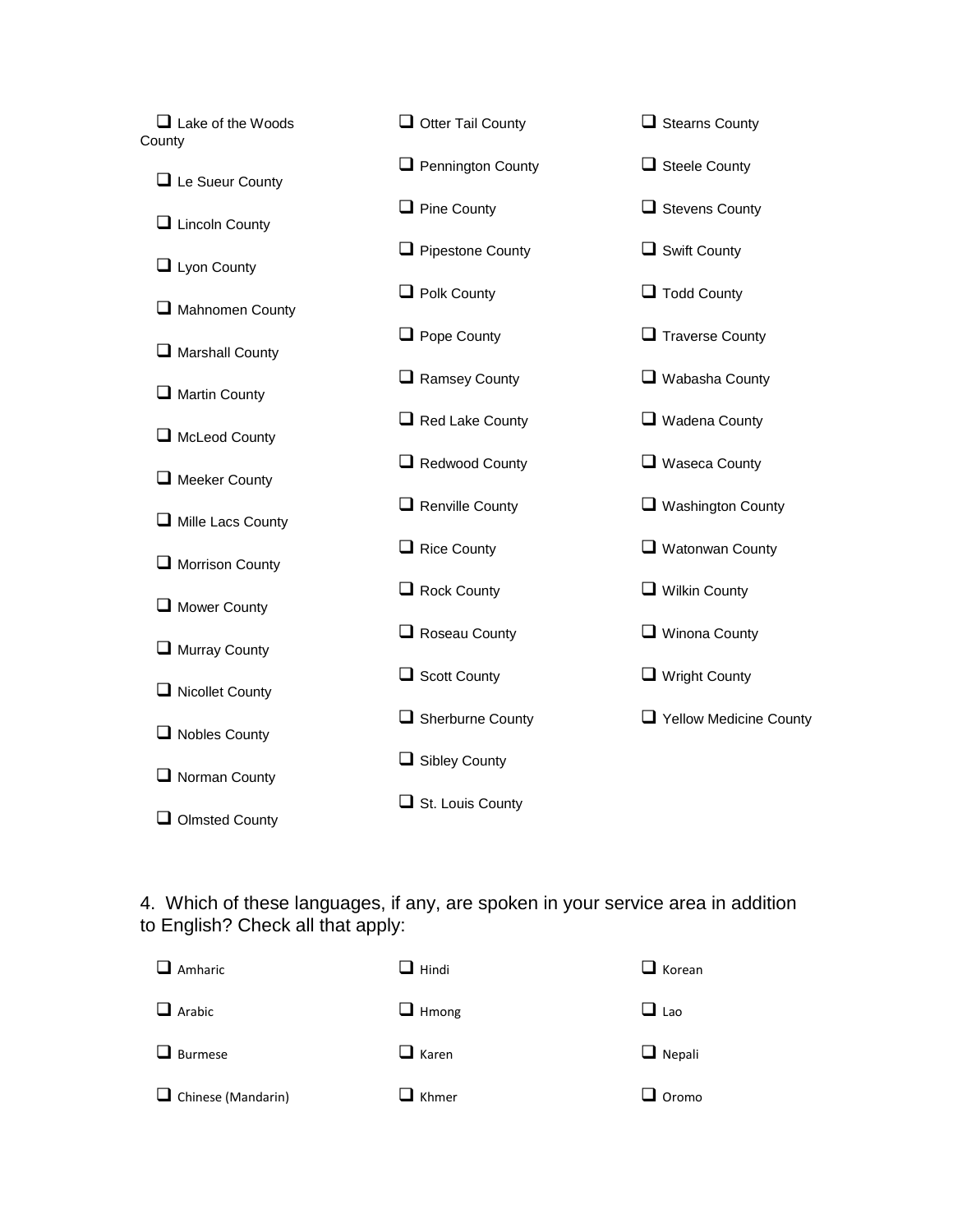- ☐ Lake of the Woods County
- ☐ Le Sueur County
- ☐ Lincoln County
- ☐ Lyon County
- ☐ Mahnomen County
- ☐ Marshall County
- ☐ Martin County
- ☐ McLeod County
- ☐ Meeker County
- ☐ Mille Lacs County
- ☐ Morrison County
- ☐ Mower County
- ☐ Murray County
- ☐ Nicollet County
- ☐ Nobles County
- ☐ Norman County
- ☐ Olmsted County
- ☐ Otter Tail County
- ☐ Pennington County
- ☐ Pine County
- ☐ Pipestone County
- ☐ Polk County
- ☐ Pope County
- ☐ Ramsey County
- ☐ Red Lake County
- ☐ Redwood County
- ☐ Renville County
- ☐ Rice County
- ☐ Rock County
- ☐ Roseau County
- ☐ Scott County
- ☐ Sherburne County
- ☐ Sibley County
- ☐ St. Louis County
- ☐ Stearns County
- ☐ Steele County
- ☐ Stevens County
- ☐ Swift County
- ☐ Todd County
- ☐ Traverse County
- ☐ Wabasha County
- ☐ Wadena County
- ☐ Waseca County
- ☐ Washington County
- ☐ Watonwan County
- ☐ Wilkin County
- ☐ Winona County
- ☐ Wright County
- ☐ Yellow Medicine County

4. Which of these languages, if any, are spoken in your service area in addition to English? Check all that apply:

- ☐ Amharic
- ☐ Arabic
- ☐ Burmese
- ☐ Chinese (Mandarin)
- ☐ Hindi
- ☐ Hmong
- ☐ Karen
- ☐ Khmer
- ☐ Korean
- ☐ Lao
- ☐ Nepali
- ☐ Oromo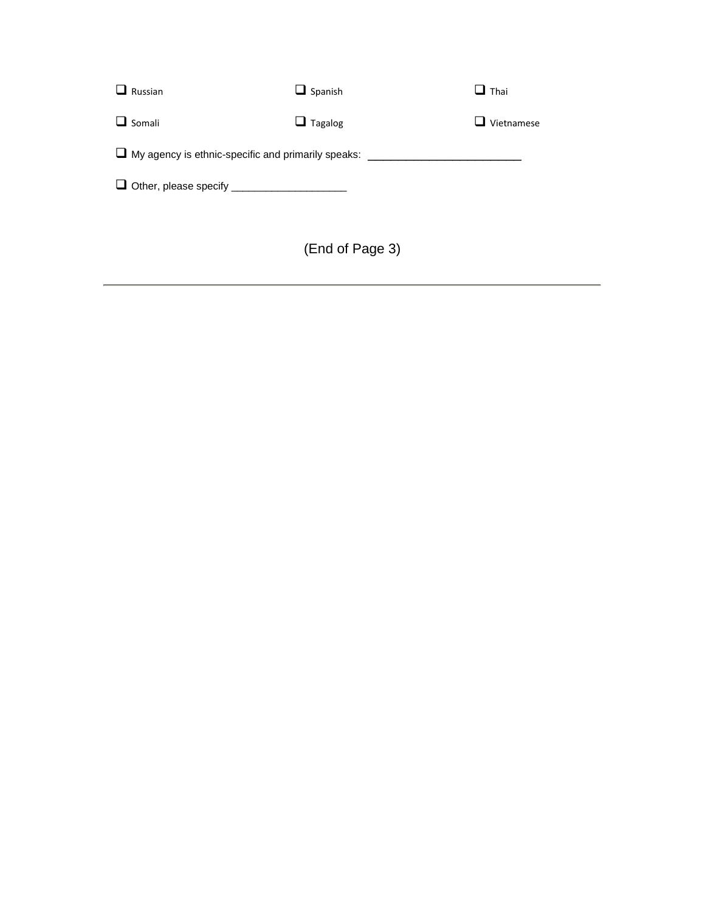- [ ] Russian
- [ ] Spanish
- [ ] Thai
- [ ] Somali
- [ ] Tagalog
- [ ] Vietnamese

- [ ] My agency is ethnic-specific and primarily speaks: ____________________________

- [ ] Other, please specify ____________________

(End of Page 3)

---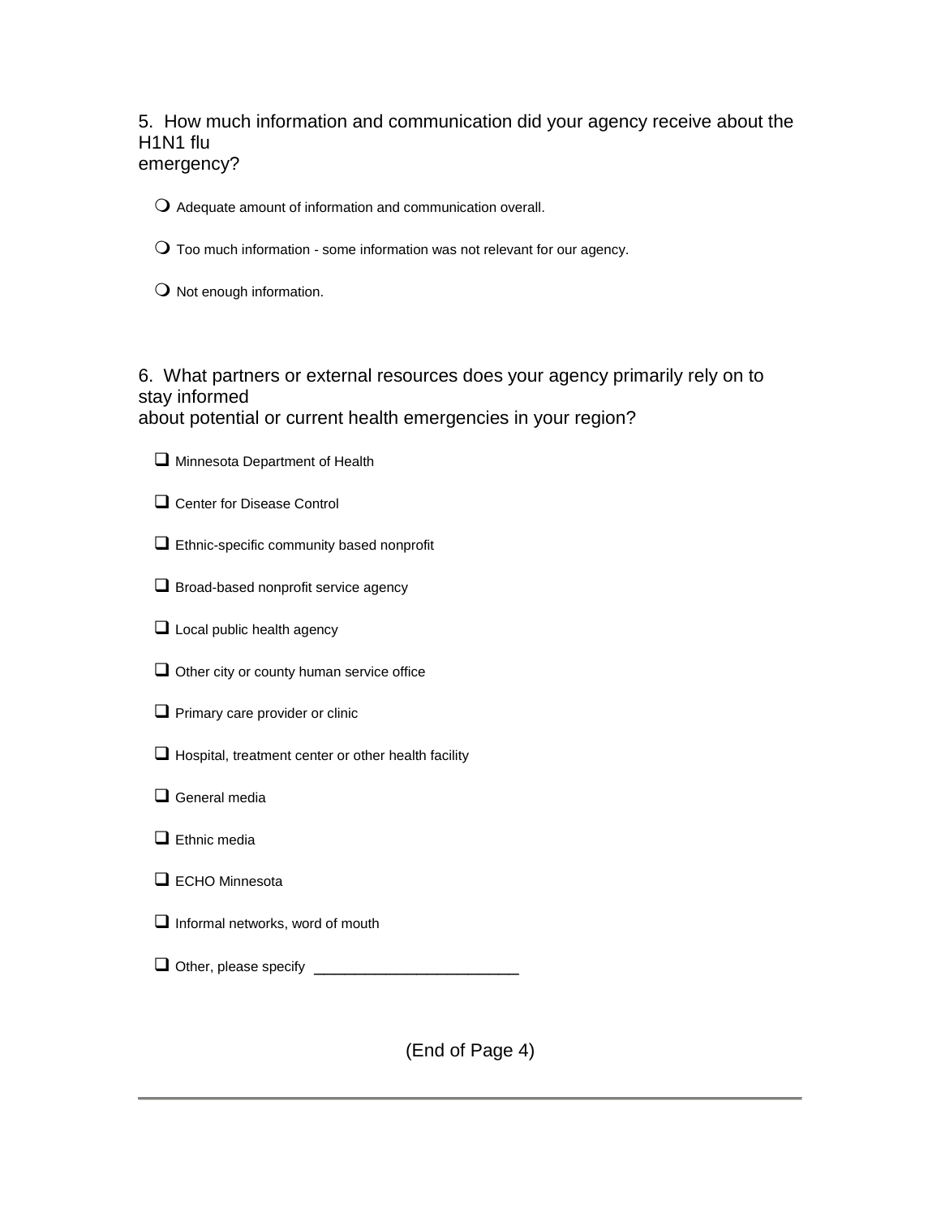5. How much information and communication did your agency receive about the H1N1 flu emergency?

- ❍ Adequate amount of information and communication overall.
- ❍ Too much information - some information was not relevant for our agency.
- ❍ Not enough information.

6. What partners or external resources does your agency primarily rely on to stay informed about potential or current health emergencies in your region?

- ❑ Minnesota Department of Health
- ❑ Center for Disease Control
- ❑ Ethnic-specific community based nonprofit
- ❑ Broad-based nonprofit service agency
- ❑ Local public health agency
- ❑ Other city or county human service office
- ❑ Primary care provider or clinic
- ❑ Hospital, treatment center or other health facility
- ❑ General media
- ❑ Ethnic media
- ❑ ECHO Minnesota
- ❑ Informal networks, word of mouth
- ❑ Other, please specify ________________________

(End of Page 4)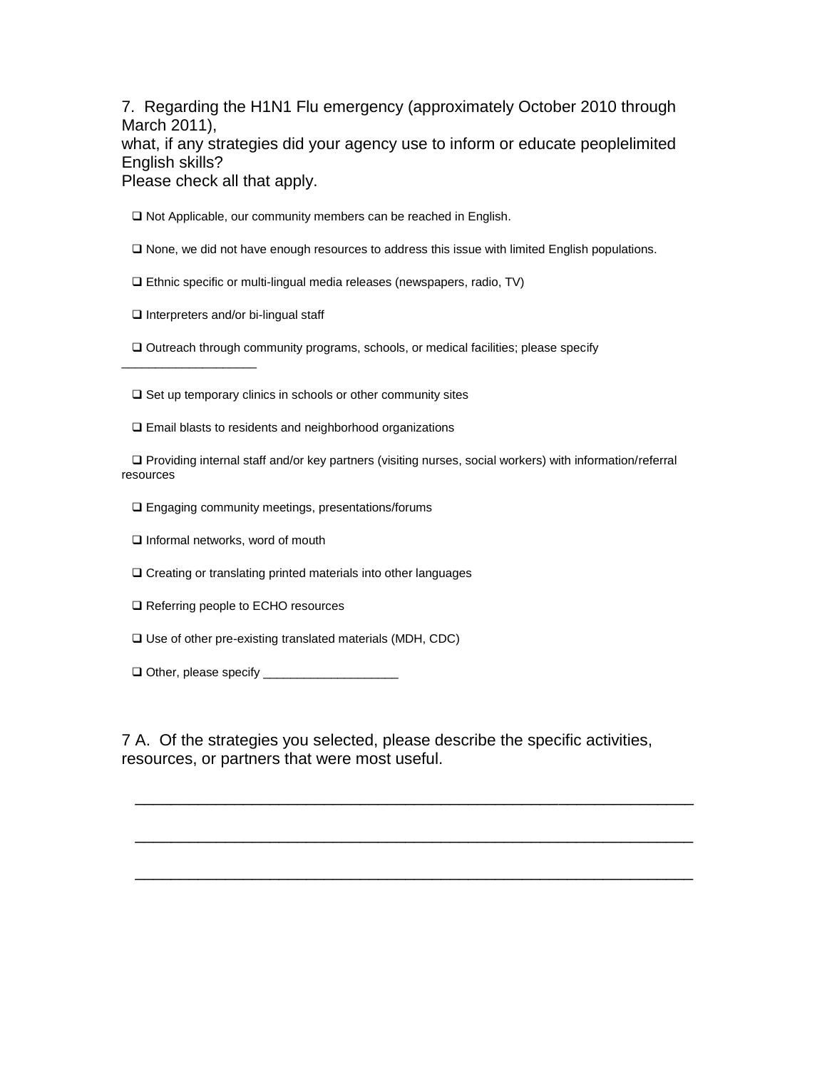7. Regarding the H1N1 Flu emergency (approximately October 2010 through March 2011),
what, if any strategies did your agency use to inform or educate peoplelimited English skills?
Please check all that apply.

❑ Not Applicable, our community members can be reached in English.

❑ None, we did not have enough resources to address this issue with limited English populations.

❑ Ethnic specific or multi-lingual media releases (newspapers, radio, TV)

❑ Interpreters and/or bi-lingual staff

❑ Outreach through community programs, schools, or medical facilities; please specify ____________________

❑ Set up temporary clinics in schools or other community sites

❑ Email blasts to residents and neighborhood organizations

❑ Providing internal staff and/or key partners (visiting nurses, social workers) with information/referral resources

❑ Engaging community meetings, presentations/forums

❑ Informal networks, word of mouth

❑ Creating or translating printed materials into other languages

❑ Referring people to ECHO resources

❑ Use of other pre-existing translated materials (MDH, CDC)

❑ Other, please specify ____________________

7 A. Of the strategies you selected, please describe the specific activities, resources, or partners that were most useful.

_______________________________________________________________

_______________________________________________________________

_______________________________________________________________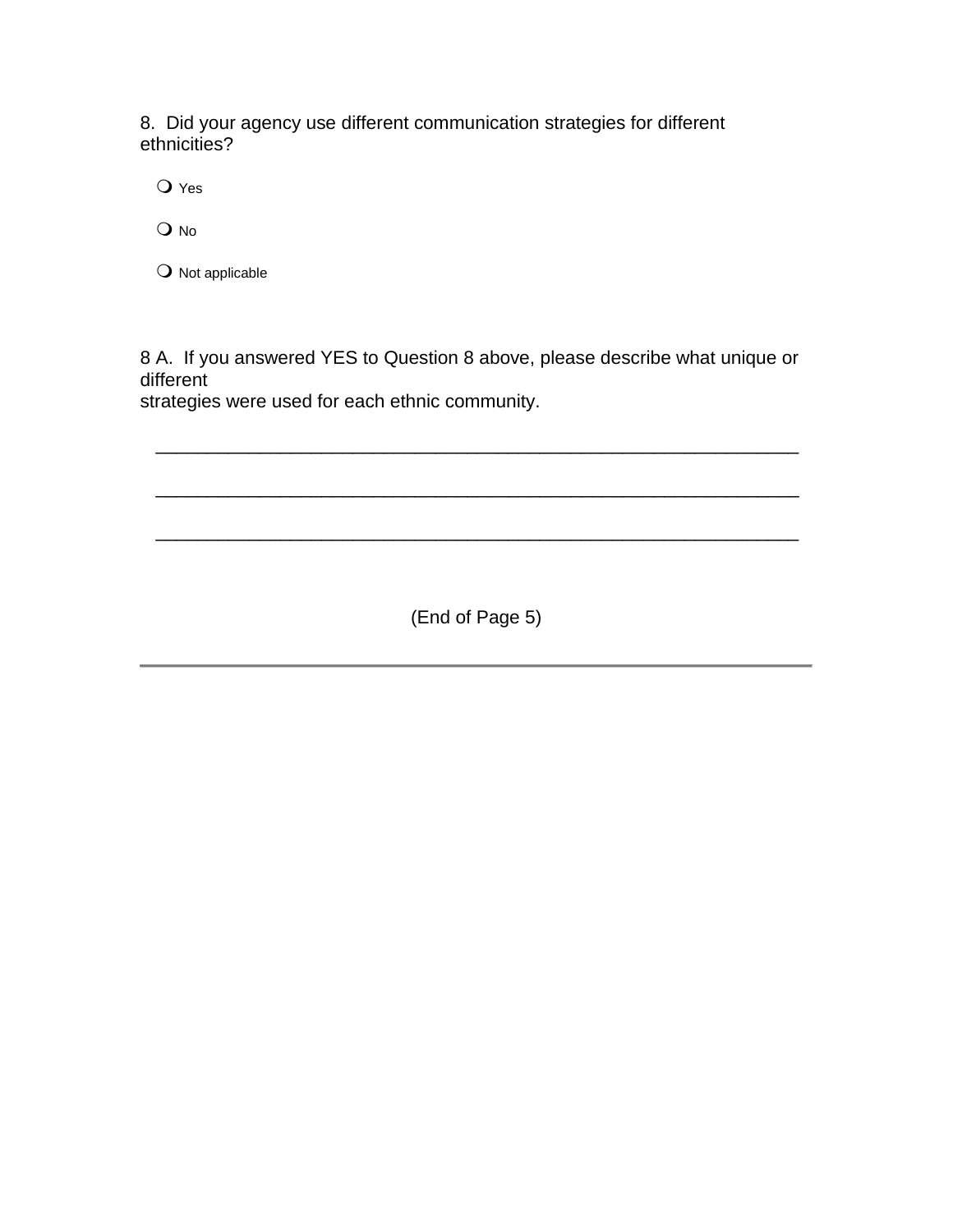8. Did your agency use different communication strategies for different ethnicities?

- ❍ Yes
- ❍ No
- ❍ Not applicable

8 A. If you answered YES to Question 8 above, please describe what unique or different strategies were used for each ethnic community.

______________________________________________________________

______________________________________________________________

______________________________________________________________

(End of Page 5)

---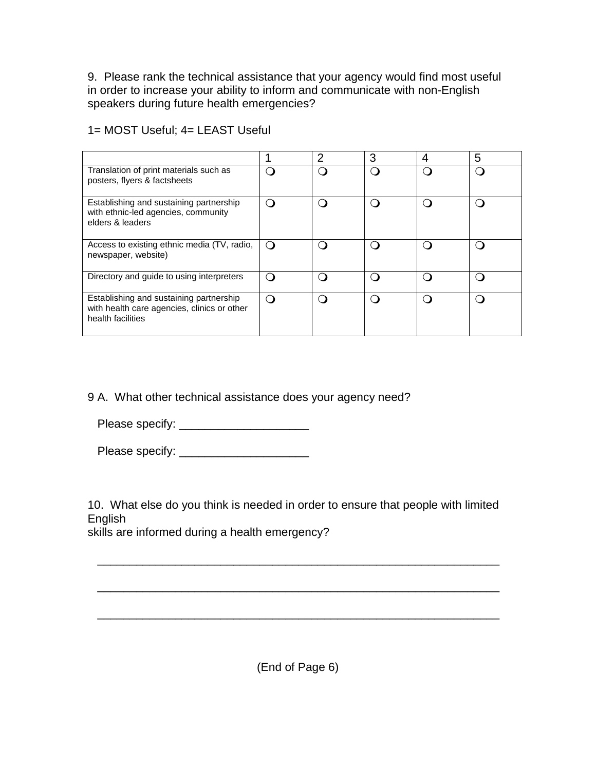9. Please rank the technical assistance that your agency would find most useful in order to increase your ability to inform and communicate with non-English speakers during future health emergencies?

1= MOST Useful; 4= LEAST Useful

| | 1 | 2 | 3 | 4 | 5 |
|---|---|---|---|---|---|
| Translation of print materials such as posters, flyers & factsheets | ❍ | ❍ | ❍ | ❍ | ❍ |
| Establishing and sustaining partnership with ethnic-led agencies, community elders & leaders | ❍ | ❍ | ❍ | ❍ | ❍ |
| Access to existing ethnic media (TV, radio, newspaper, website) | ❍ | ❍ | ❍ | ❍ | ❍ |
| Directory and guide to using interpreters | ❍ | ❍ | ❍ | ❍ | ❍ |
| Establishing and sustaining partnership with health care agencies, clinics or other health facilities | ❍ | ❍ | ❍ | ❍ | ❍ |

9 A. What other technical assistance does your agency need?

Please specify: ____________________

Please specify: ____________________

10. What else do you think is needed in order to ensure that people with limited English skills are informed during a health emergency?

______________________________________________________________

______________________________________________________________

______________________________________________________________

(End of Page 6)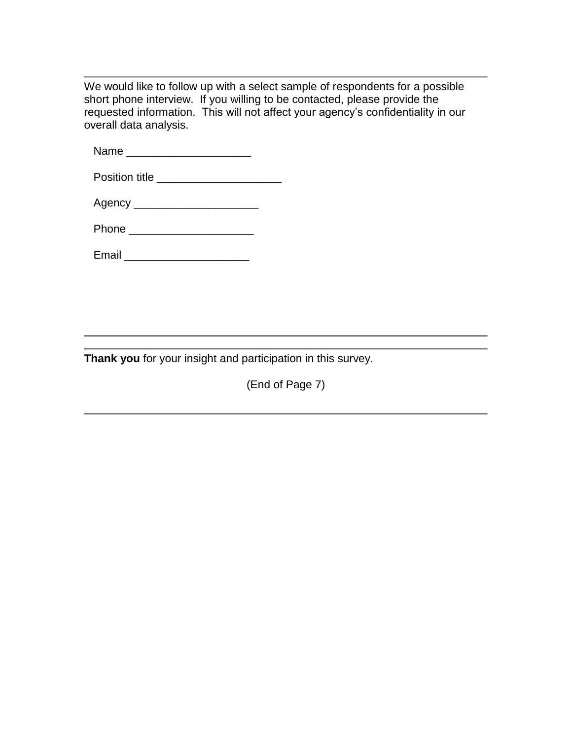We would like to follow up with a select sample of respondents for a possible short phone interview.  If you willing to be contacted, please provide the requested information.  This will not affect your agency's confidentiality in our overall data analysis.

Name ____________________

Position title ____________________

Agency ____________________

Phone ____________________

Email ____________________

---

**Thank you** for your insight and participation in this survey.

(End of Page 7)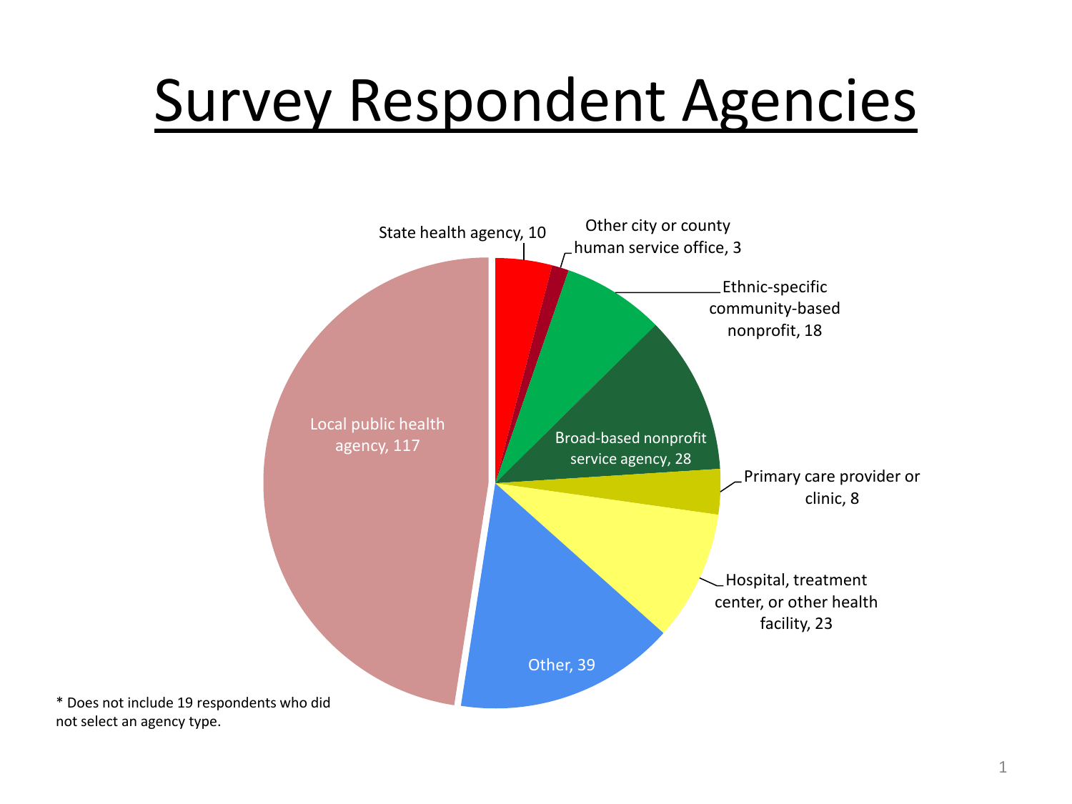# Survey Respondent Agencies

| Agency type | Respondents |
|---|---|
| State health agency | 10 |
| Other city or county human service office | 3 |
| Ethnic-specific community-based nonprofit | 18 |
| Broad-based nonprofit service agency | 28 |
| Primary care provider or clinic | 8 |
| Hospital, treatment center, or other health facility | 23 |
| Other | 39 |
| Local public health agency | 117 |

\* Does not include 19 respondents who did not select an agency type.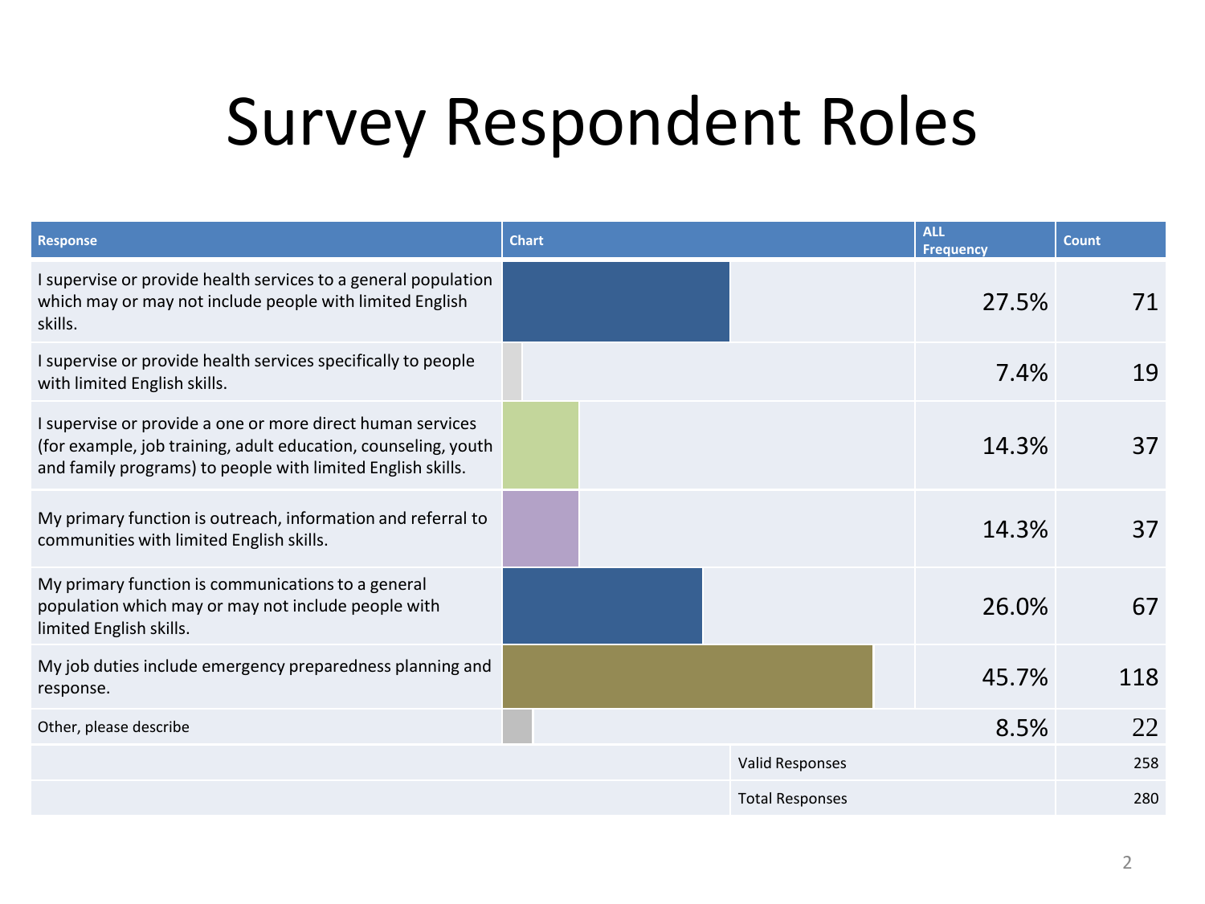# Survey Respondent Roles

| Response | Chart | ALL Frequency | Count |
|---|---|---|---|
| I supervise or provide health services to a general population which may or may not include people with limited English skills. | | 27.5% | 71 |
| I supervise or provide health services specifically to people with limited English skills. | | 7.4% | 19 |
| I supervise or provide a one or more direct human services (for example, job training, adult education, counseling, youth and family programs) to people with limited English skills. | | 14.3% | 37 |
| My primary function is outreach, information and referral to communities with limited English skills. | | 14.3% | 37 |
| My primary function is communications to a general population which may or may not include people with limited English skills. | | 26.0% | 67 |
| My job duties include emergency preparedness planning and response. | | 45.7% | 118 |
| Other, please describe | | 8.5% | 22 |
| | | Valid Responses | 258 |
| | | Total Responses | 280 |